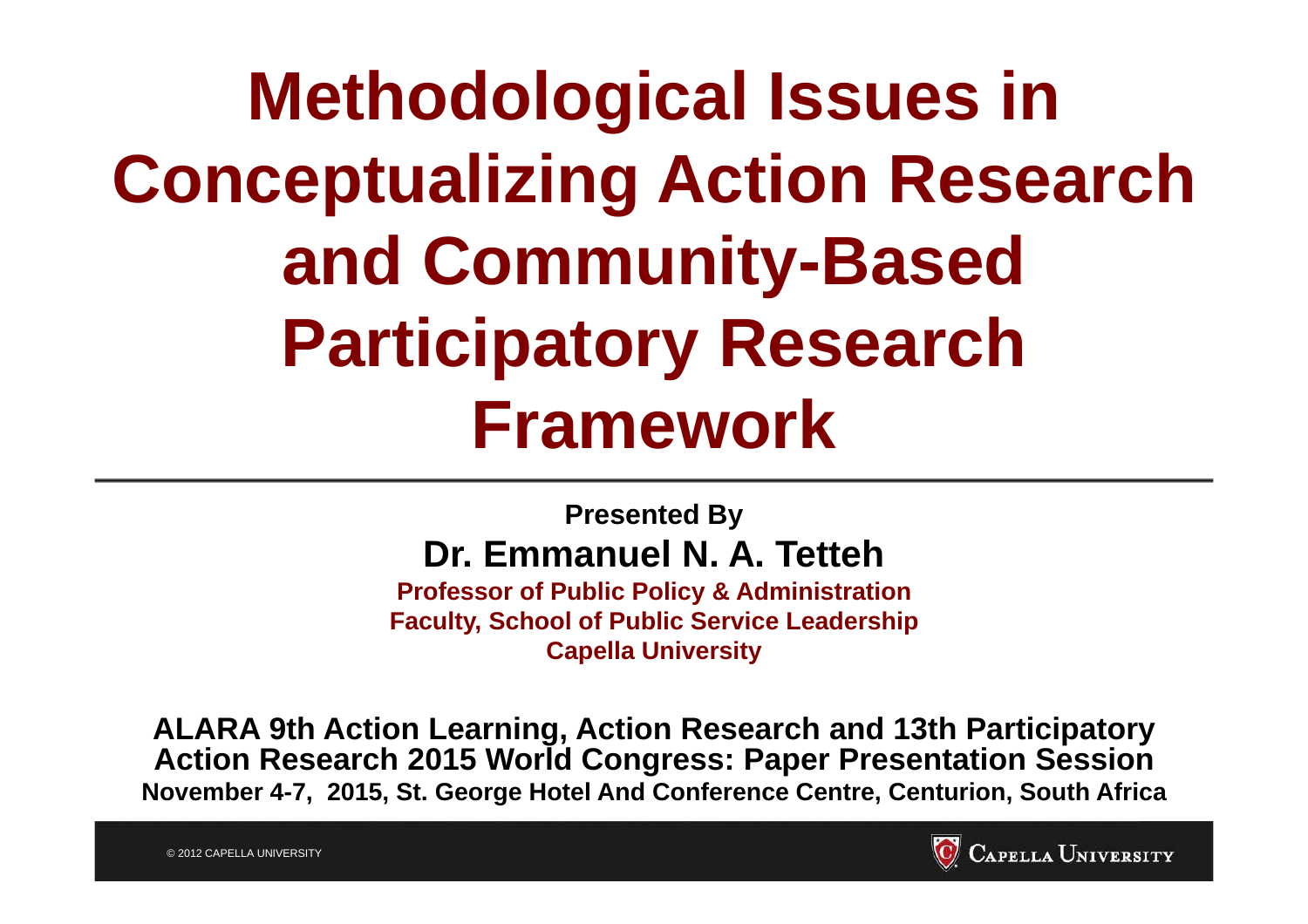# Methodological Issues in Conceptualizing Action Research and Community-Based Participatory Research Framework

**Presented By**

**Dr. Emmanuel N. A. Tetteh**

**Professor of Public Policy & Administration**
**Faculty, School of Public Service Leadership**
**Capella University**

**ALARA 9th Action Learning, Action Research and 13th Participatory Action Research 2015 World Congress: Paper Presentation Session**

**November 4-7, 2015, St. George Hotel And Conference Centre, Centurion, South Africa**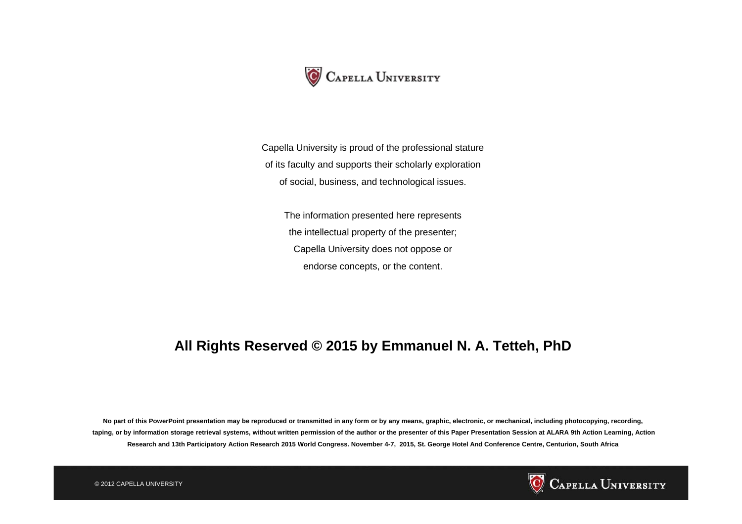Capella University is proud of the professional stature of its faculty and supports their scholarly exploration of social, business, and technological issues.

The information presented here represents the intellectual property of the presenter; Capella University does not oppose or endorse concepts, or the content.

**All Rights Reserved © 2015 by Emmanuel N. A. Tetteh, PhD**

**No part of this PowerPoint presentation may be reproduced or transmitted in any form or by any means, graphic, electronic, or mechanical, including photocopying, recording, taping, or by information storage retrieval systems, without written permission of the author or the presenter of this Paper Presentation Session at ALARA 9th Action Learning, Action Research and 13th Participatory Action Research 2015 World Congress. November 4-7, 2015, St. George Hotel And Conference Centre, Centurion, South Africa**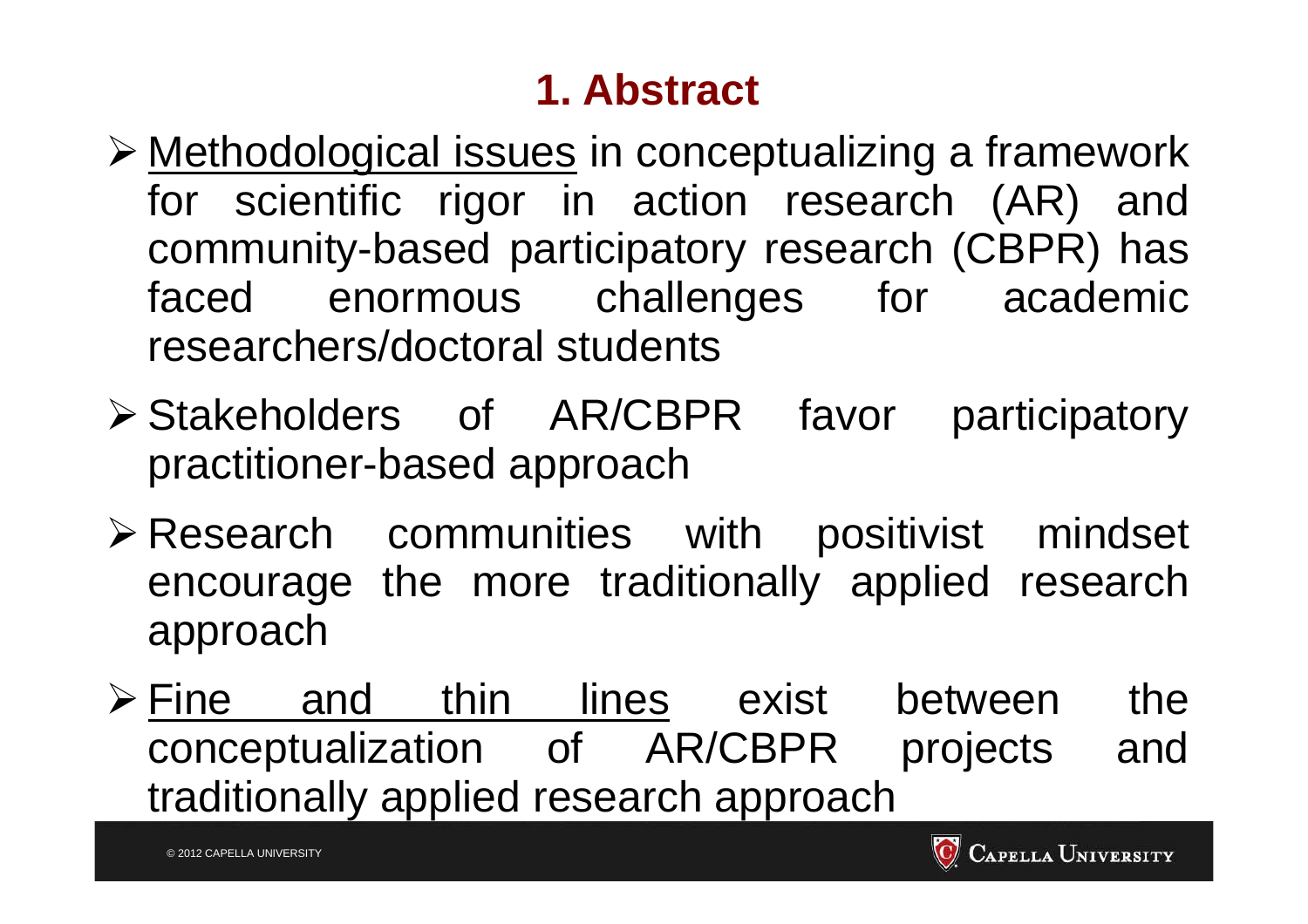# 1. Abstract

- Methodological issues in conceptualizing a framework for scientific rigor in action research (AR) and community-based participatory research (CBPR) has faced enormous challenges for academic researchers/doctoral students
- Stakeholders of AR/CBPR favor participatory practitioner-based approach
- Research communities with positivist mindset encourage the more traditionally applied research approach
- Fine and thin lines exist between the conceptualization of AR/CBPR projects and traditionally applied research approach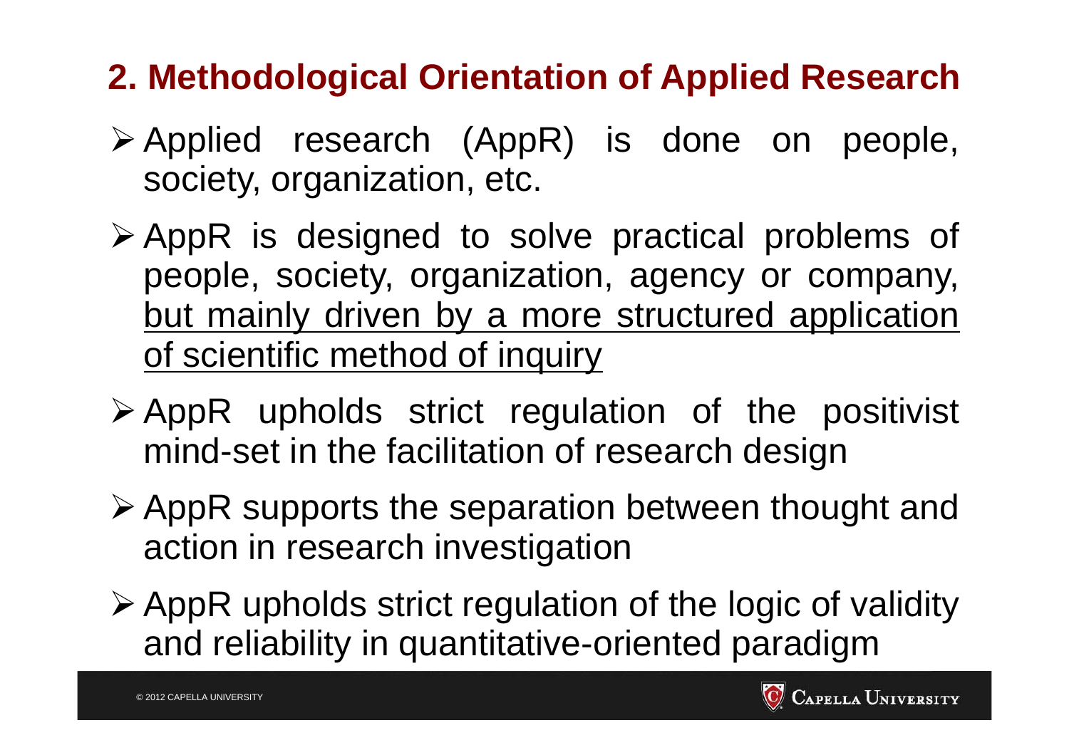## 2. Methodological Orientation of Applied Research

- Applied research (AppR) is done on people, society, organization, etc.
- AppR is designed to solve practical problems of people, society, organization, agency or company, <u>but mainly driven by a more structured application of scientific method of inquiry</u>
- AppR upholds strict regulation of the positivist mind-set in the facilitation of research design
- AppR supports the separation between thought and action in research investigation
- AppR upholds strict regulation of the logic of validity and reliability in quantitative-oriented paradigm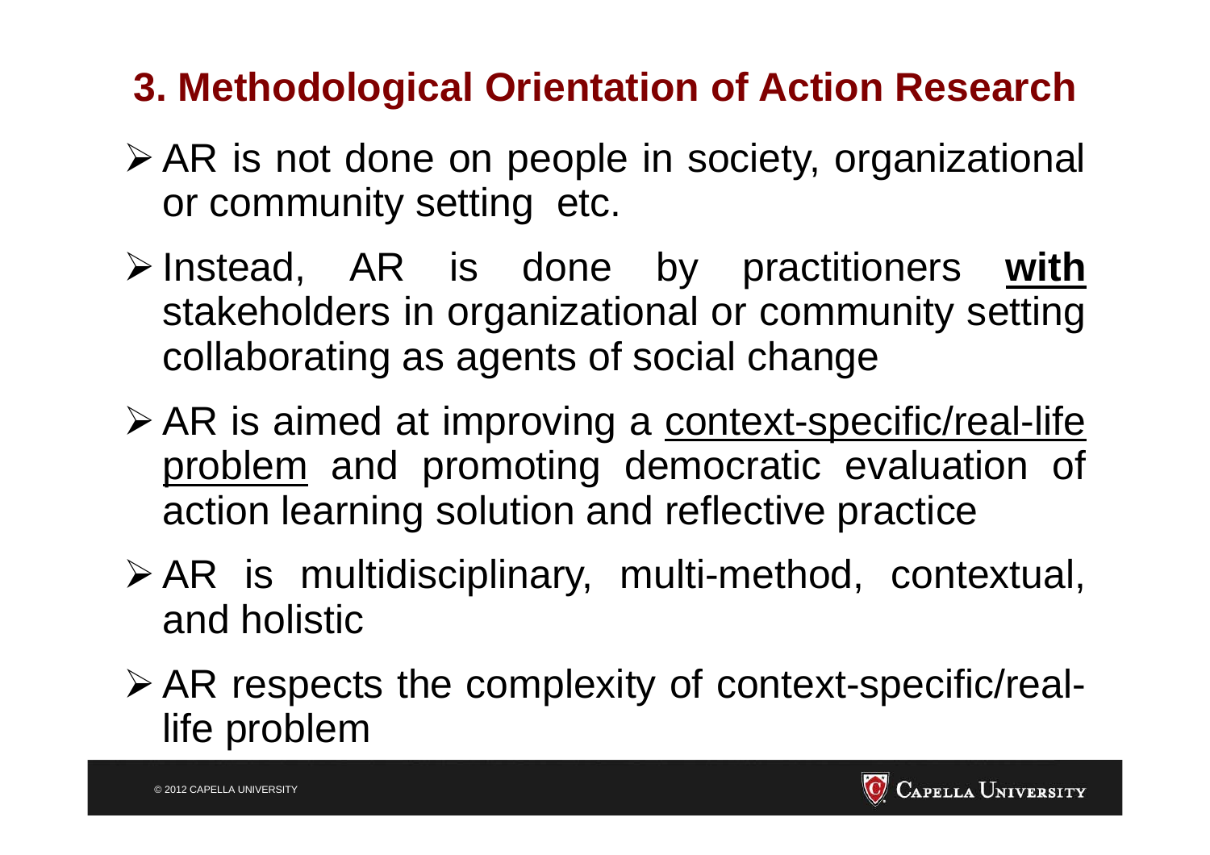## 3. Methodological Orientation of Action Research

- AR is not done on people in society, organizational or community setting etc.
- Instead, AR is done by practitioners **with** stakeholders in organizational or community setting collaborating as agents of social change
- AR is aimed at improving a context-specific/real-life problem and promoting democratic evaluation of action learning solution and reflective practice
- AR is multidisciplinary, multi-method, contextual, and holistic
- AR respects the complexity of context-specific/real-life problem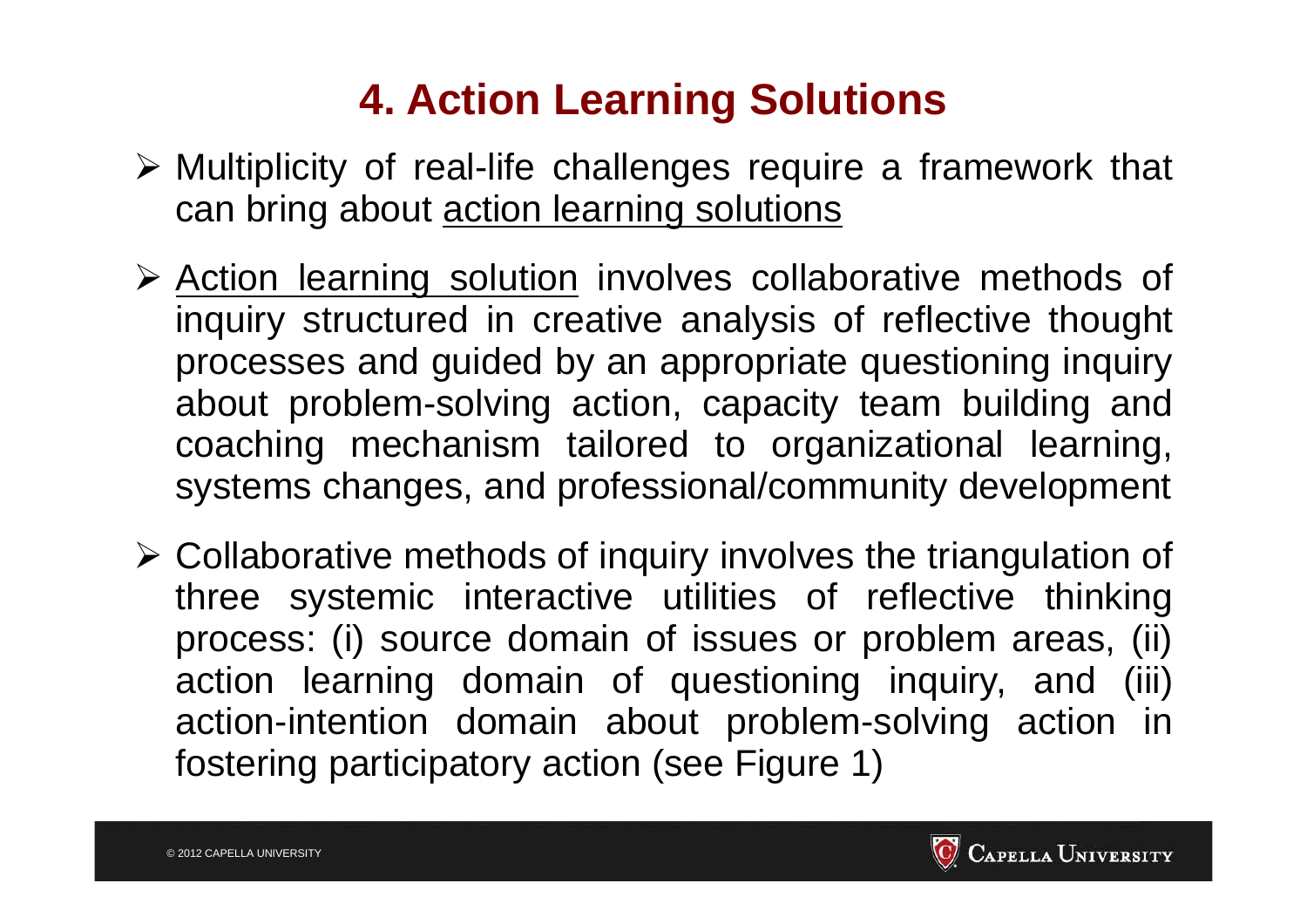# 4. Action Learning Solutions

- Multiplicity of real-life challenges require a framework that can bring about action learning solutions
- Action learning solution involves collaborative methods of inquiry structured in creative analysis of reflective thought processes and guided by an appropriate questioning inquiry about problem-solving action, capacity team building and coaching mechanism tailored to organizational learning, systems changes, and professional/community development
- Collaborative methods of inquiry involves the triangulation of three systemic interactive utilities of reflective thinking process: (i) source domain of issues or problem areas, (ii) action learning domain of questioning inquiry, and (iii) action-intention domain about problem-solving action in fostering participatory action (see Figure 1)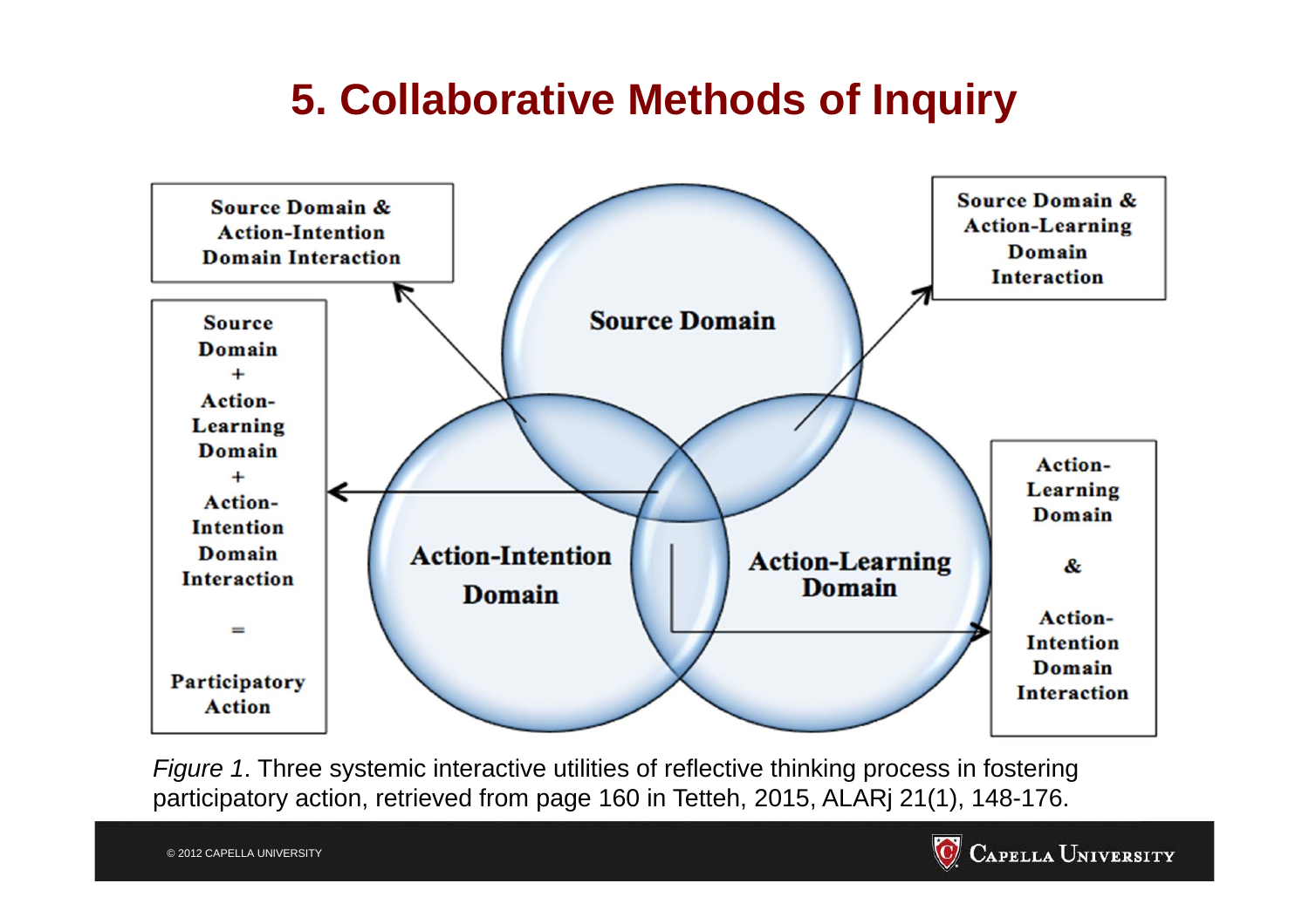# 5. Collaborative Methods of Inquiry

Source Domain & Action-Intention Domain Interaction

Source Domain & Action-Learning Domain Interaction

Source Domain + Action-Learning Domain + Action-Intention Domain Interaction = Participatory Action

Source Domain

Action-Intention Domain

Action-Learning Domain

Action-Learning Domain & Action-Intention Domain Interaction

*Figure 1*. Three systemic interactive utilities of reflective thinking process in fostering participatory action, retrieved from page 160 in Tetteh, 2015, ALARj 21(1), 148-176.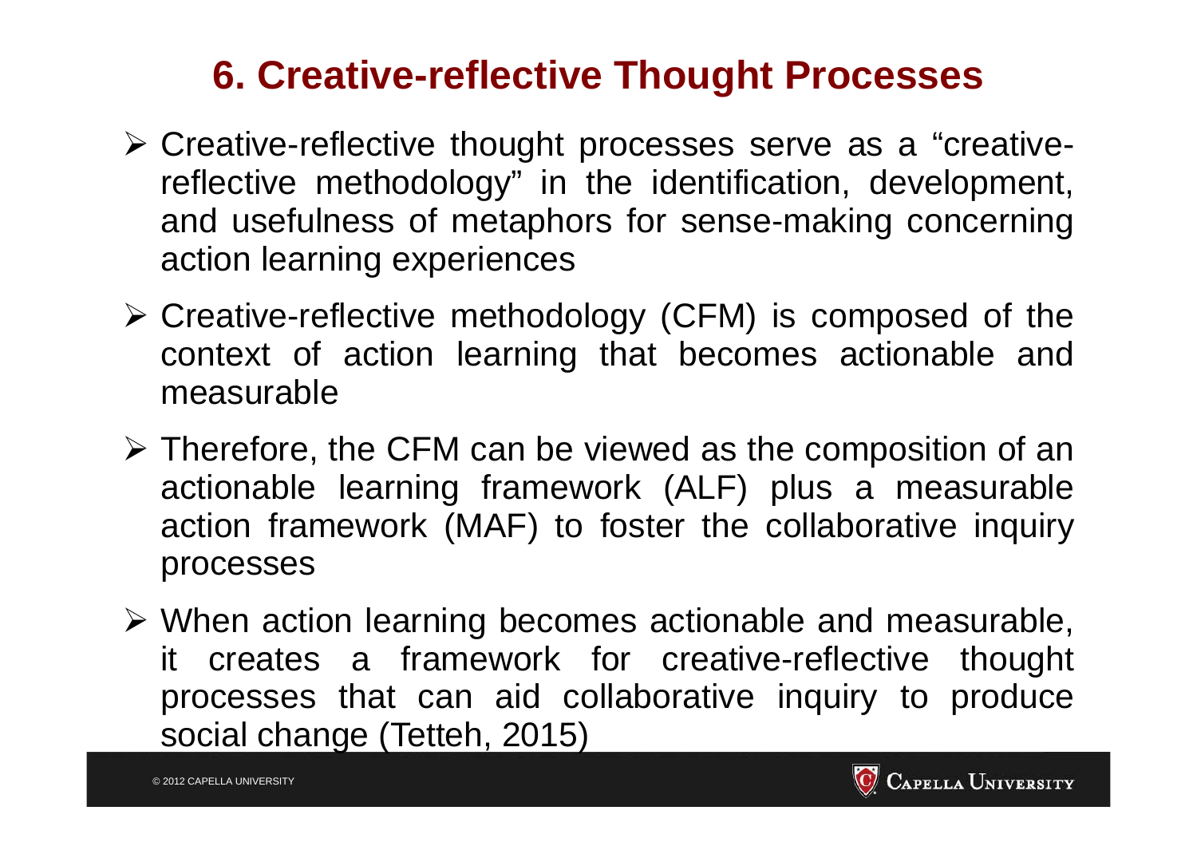# 6. Creative-reflective Thought Processes

- Creative-reflective thought processes serve as a "creative-reflective methodology" in the identification, development, and usefulness of metaphors for sense-making concerning action learning experiences
- Creative-reflective methodology (CFM) is composed of the context of action learning that becomes actionable and measurable
- Therefore, the CFM can be viewed as the composition of an actionable learning framework (ALF) plus a measurable action framework (MAF) to foster the collaborative inquiry processes
- When action learning becomes actionable and measurable, it creates a framework for creative-reflective thought processes that can aid collaborative inquiry to produce social change (Tetteh, 2015)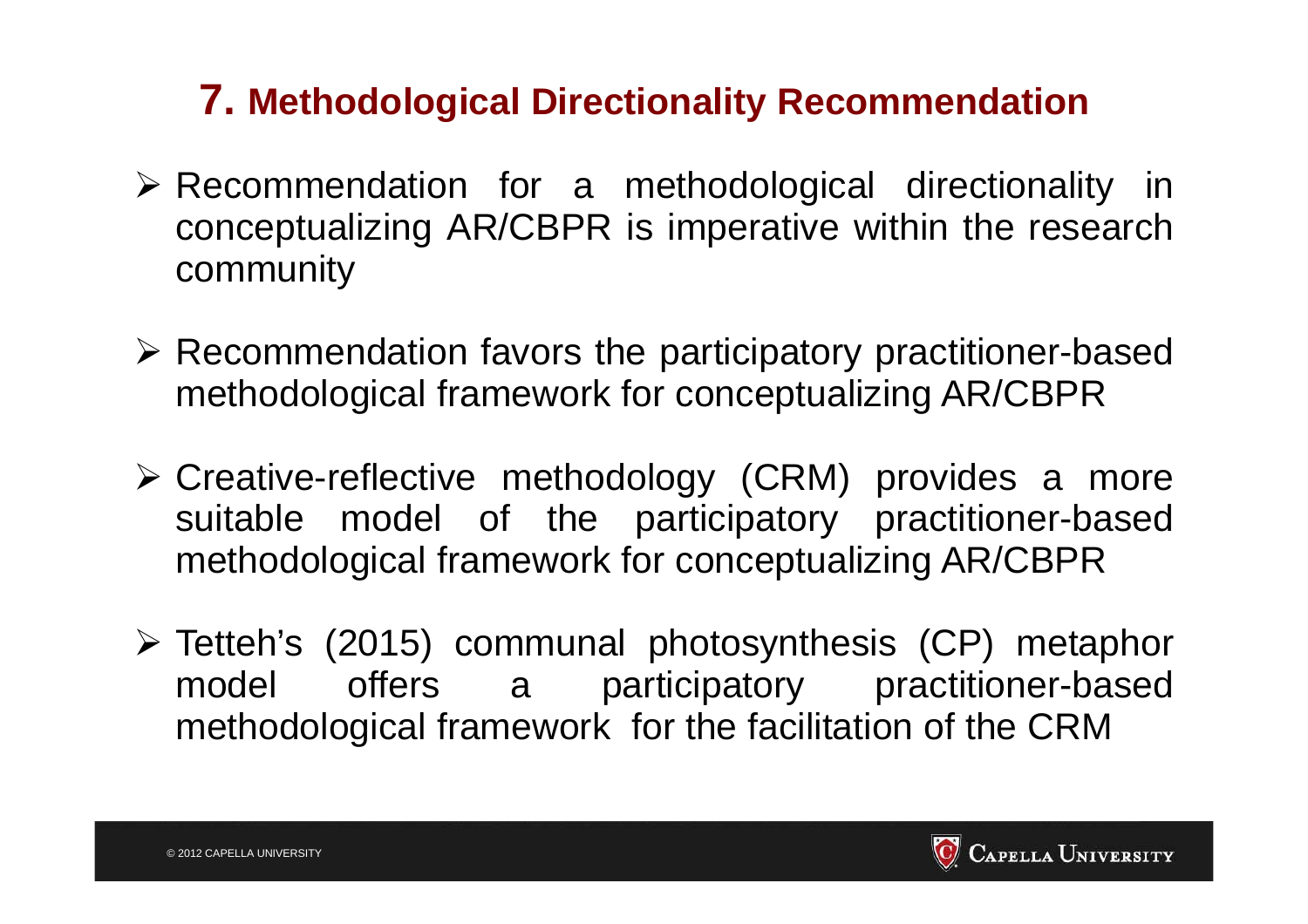## 7. Methodological Directionality Recommendation

- Recommendation for a methodological directionality in conceptualizing AR/CBPR is imperative within the research community
- Recommendation favors the participatory practitioner-based methodological framework for conceptualizing AR/CBPR
- Creative-reflective methodology (CRM) provides a more suitable model of the participatory practitioner-based methodological framework for conceptualizing AR/CBPR
- Tetteh's (2015) communal photosynthesis (CP) metaphor model offers a participatory practitioner-based methodological framework for the facilitation of the CRM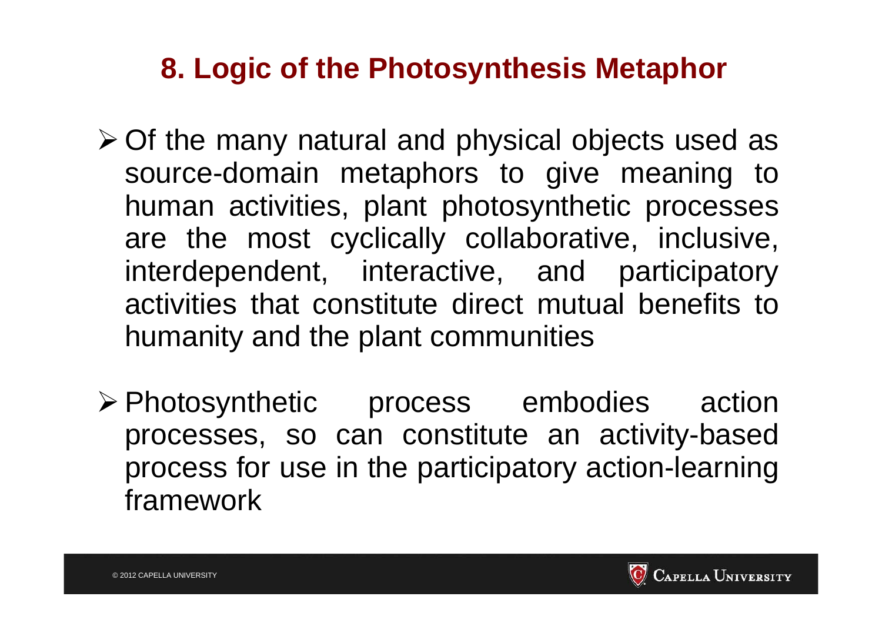## 8. Logic of the Photosynthesis Metaphor

- Of the many natural and physical objects used as source-domain metaphors to give meaning to human activities, plant photosynthetic processes are the most cyclically collaborative, inclusive, interdependent, interactive, and participatory activities that constitute direct mutual benefits to humanity and the plant communities
- Photosynthetic process embodies action processes, so can constitute an activity-based process for use in the participatory action-learning framework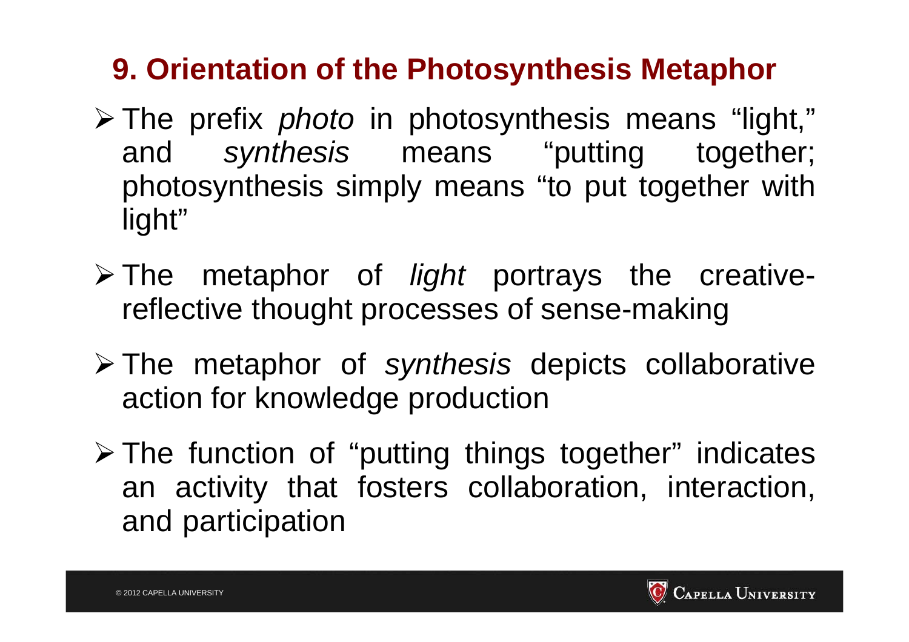## 9. Orientation of the Photosynthesis Metaphor

- The prefix *photo* in photosynthesis means “light,” and *synthesis* means “putting together; photosynthesis simply means “to put together with light”
- The metaphor of *light* portrays the creative-reflective thought processes of sense-making
- The metaphor of *synthesis* depicts collaborative action for knowledge production
- The function of “putting things together” indicates an activity that fosters collaboration, interaction, and participation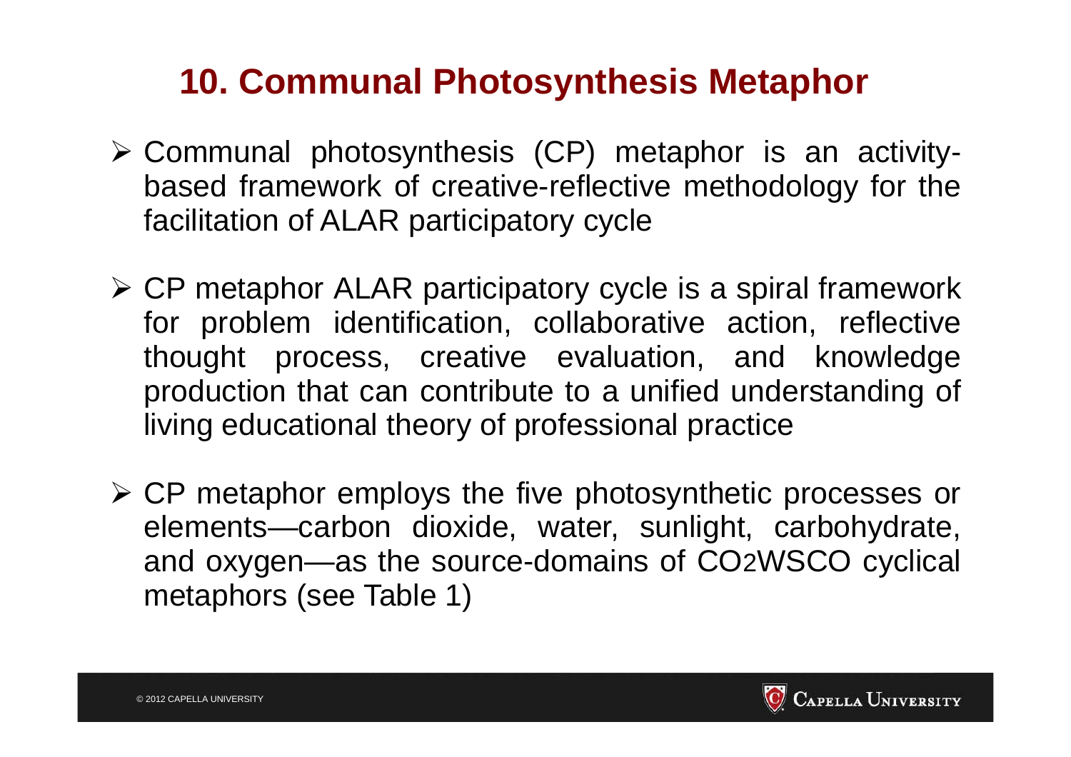## 10. Communal Photosynthesis Metaphor

- Communal photosynthesis (CP) metaphor is an activity-based framework of creative-reflective methodology for the facilitation of ALAR participatory cycle
- CP metaphor ALAR participatory cycle is a spiral framework for problem identification, collaborative action, reflective thought process, creative evaluation, and knowledge production that can contribute to a unified understanding of living educational theory of professional practice
- CP metaphor employs the five photosynthetic processes or elements—carbon dioxide, water, sunlight, carbohydrate, and oxygen—as the source-domains of $CO_2WSCO$ cyclical metaphors (see Table 1)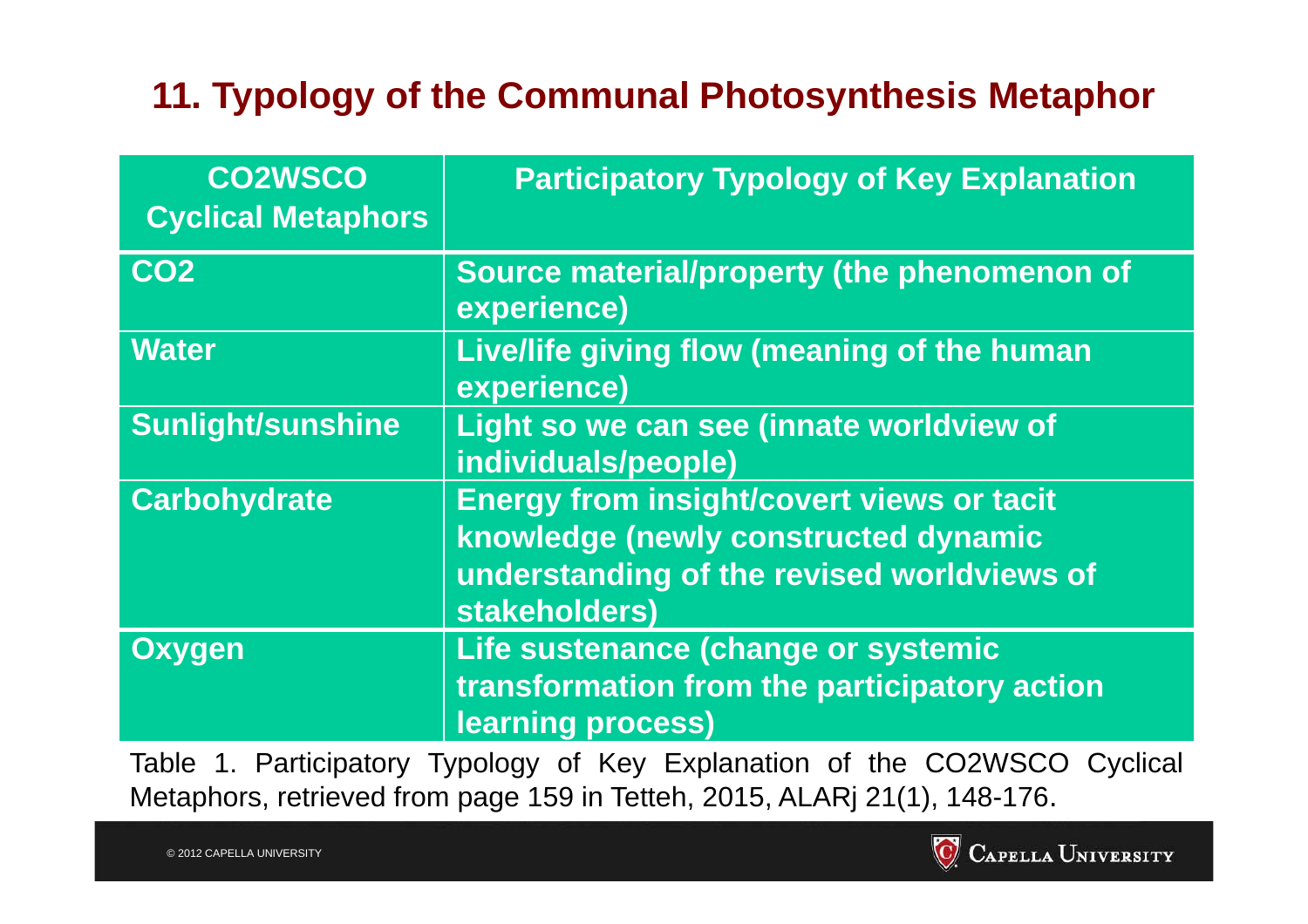## 11. Typology of the Communal Photosynthesis Metaphor

| CO2WSCO Cyclical Metaphors | Participatory Typology of Key Explanation |
|---|---|
| **CO2** | **Source material/property (the phenomenon of experience)** |
| **Water** | **Live/life giving flow (meaning of the human experience)** |
| **Sunlight/sunshine** | **Light so we can see (innate worldview of individuals/people)** |
| **Carbohydrate** | **Energy from insight/covert views or tacit knowledge (newly constructed dynamic understanding of the revised worldviews of stakeholders)** |
| **Oxygen** | **Life sustenance (change or systemic transformation from the participatory action learning process)** |

Table 1. Participatory Typology of Key Explanation of the CO2WSCO Cyclical Metaphors, retrieved from page 159 in Tetteh, 2015, ALARj 21(1), 148-176.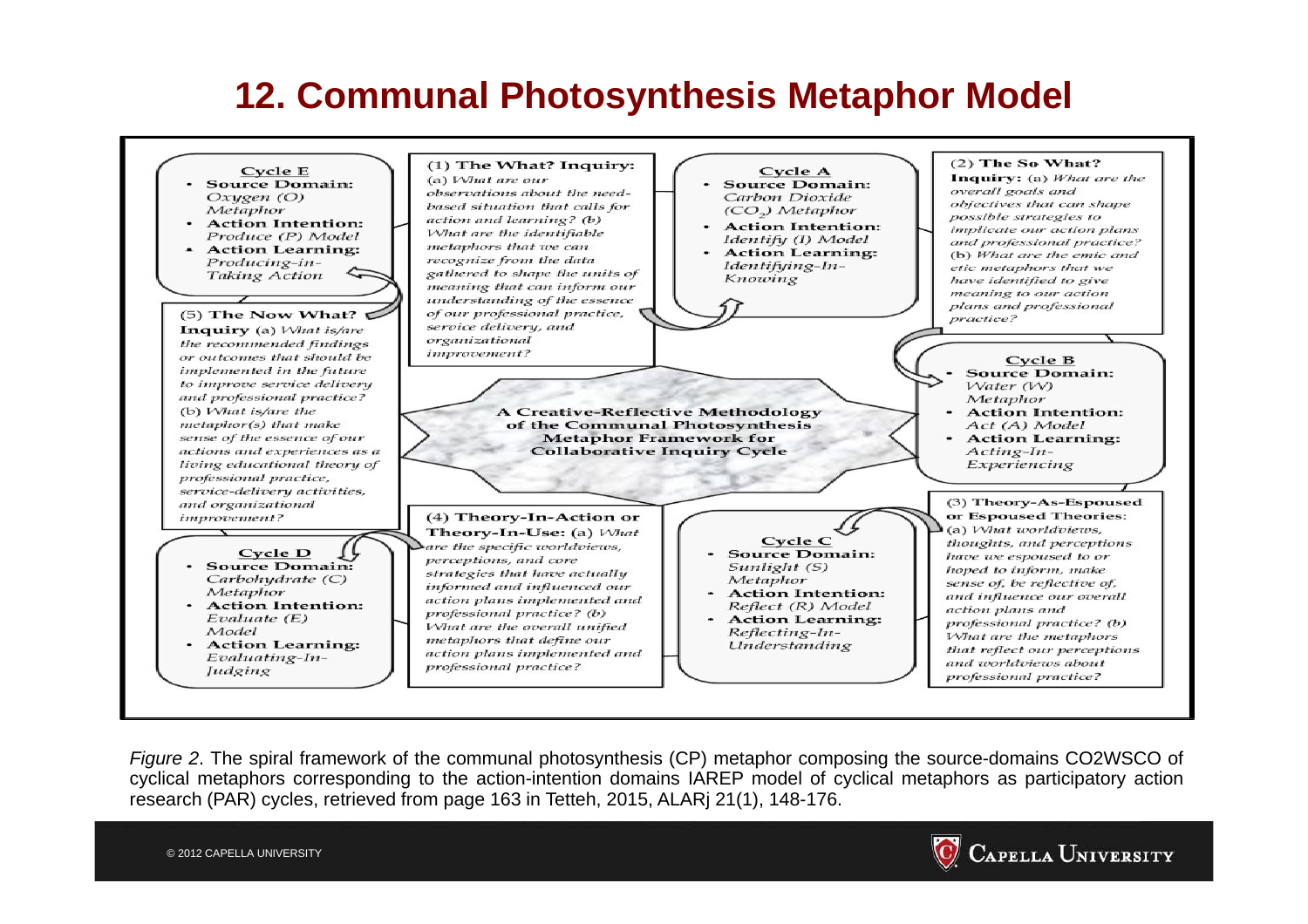# 12. Communal Photosynthesis Metaphor Model

**Cycle E**
- **Source Domain:** *Oxygen (O) Metaphor*
- **Action Intention:** *Produce (P) Model*
- **Action Learning:** *Producing-in-Taking Action*

**(1) The What? Inquiry:** (a) *What are our observations about the need-based situation that calls for action and learning?* (b) *What are the identifiable metaphors that we can recognize from the data gathered to shape the units of meaning that can inform our understanding of the essence of our professional practice, service delivery, and organizational improvement?*

**Cycle A**
- **Source Domain:** *Carbon Dioxide ($CO_2$) Metaphor*
- **Action Intention:** *Identify (I) Model*
- **Action Learning:** *Identifying-In-Knowing*

**(2) The So What? Inquiry:** (a) *What are the overall goals and objectives that can shape possible strategies to implicate our action plans and professional practice?* (b) *What are the emic and etic metaphors that we have identified to give meaning to our action plans and professional practice?*

**Cycle B**
- **Source Domain:** *Water (W) Metaphor*
- **Action Intention:** *Act (A) Model*
- **Action Learning:** *Acting-In-Experiencing*

**(3) Theory-As-Espoused or Espoused Theories:** (a) *What worldviews, thoughts, and perceptions have we espoused to or hoped to inform, make sense of, be reflective of, and influence our overall action plans and professional practice?* (b) *What are the metaphors that reflect our perceptions and worldviews about professional practice?*

**Cycle C**
- **Source Domain:** *Sunlight (S) Metaphor*
- **Action Intention:** *Reflect (R) Model*
- **Action Learning:** *Reflecting-In-Understanding*

**(4) Theory-In-Action or Theory-In-Use:** (a) *What are the specific worldviews, perceptions, and core strategies that have actually informed and influenced our action plans implemented and professional practice?* (b) *What are the overall unified metaphors that define our action plans implemented and professional practice?*

**Cycle D**
- **Source Domain:** *Carbohydrate (C) Metaphor*
- **Action Intention:** *Evaluate (E) Model*
- **Action Learning:** *Evaluating-In-Judging*

**(5) The Now What? Inquiry** (a) *What is/are the recommended findings or outcomes that should be implemented in the future to improve service delivery and professional practice?* (b) *What is/are the metaphor(s) that make sense of the essence of our actions and experiences as a living educational theory of professional practice, service-delivery activities, and organizational improvement?*

**A Creative-Reflective Methodology of the Communal Photosynthesis Metaphor Framework for Collaborative Inquiry Cycle**

*Figure 2*. The spiral framework of the communal photosynthesis (CP) metaphor composing the source-domains CO2WSCO of cyclical metaphors corresponding to the action-intention domains IAREP model of cyclical metaphors as participatory action research (PAR) cycles, retrieved from page 163 in Tetteh, 2015, ALARj 21(1), 148-176.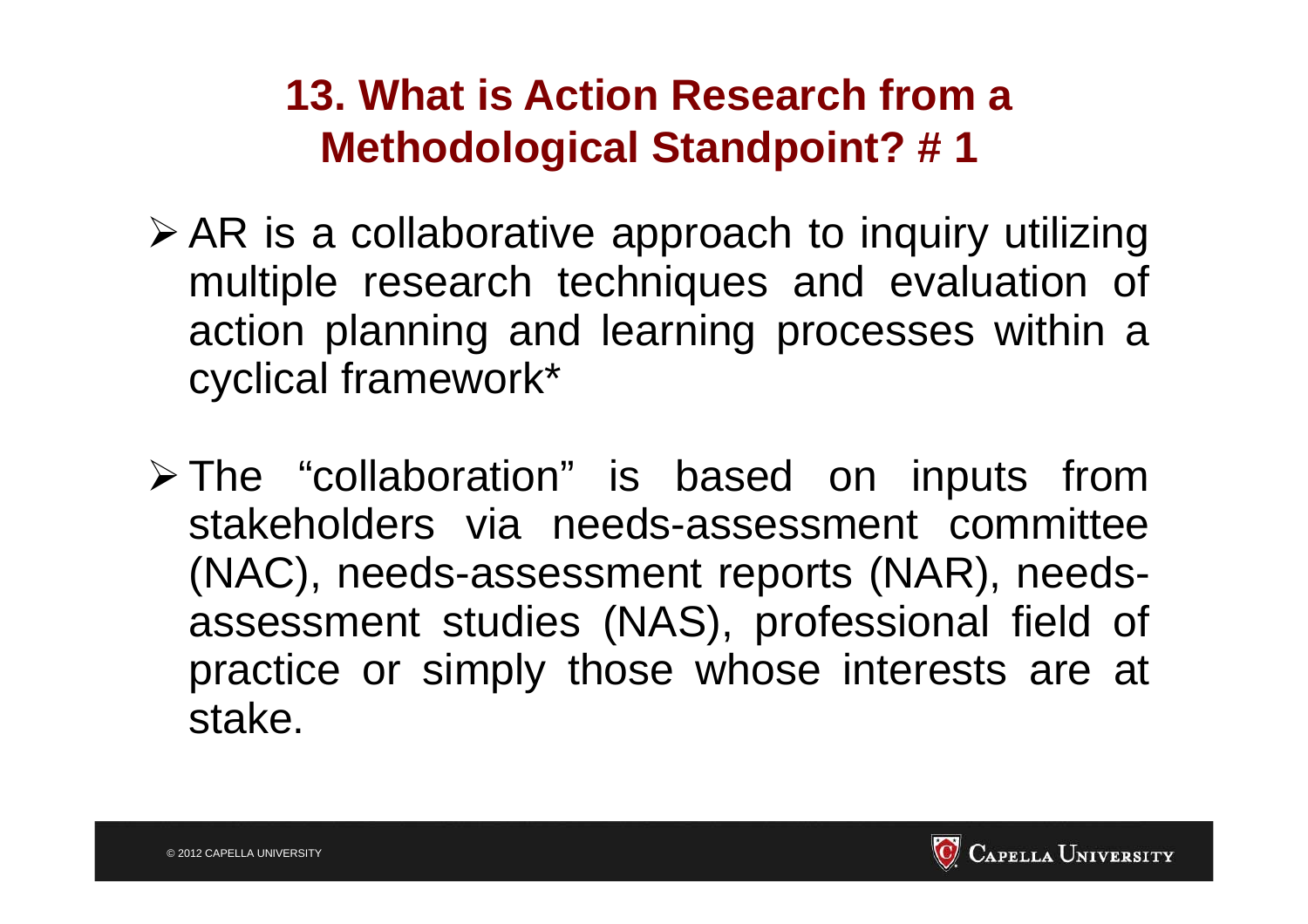## 13. What is Action Research from a Methodological Standpoint? # 1

- AR is a collaborative approach to inquiry utilizing multiple research techniques and evaluation of action planning and learning processes within a cyclical framework*
- The "collaboration" is based on inputs from stakeholders via needs-assessment committee (NAC), needs-assessment reports (NAR), needs-assessment studies (NAS), professional field of practice or simply those whose interests are at stake.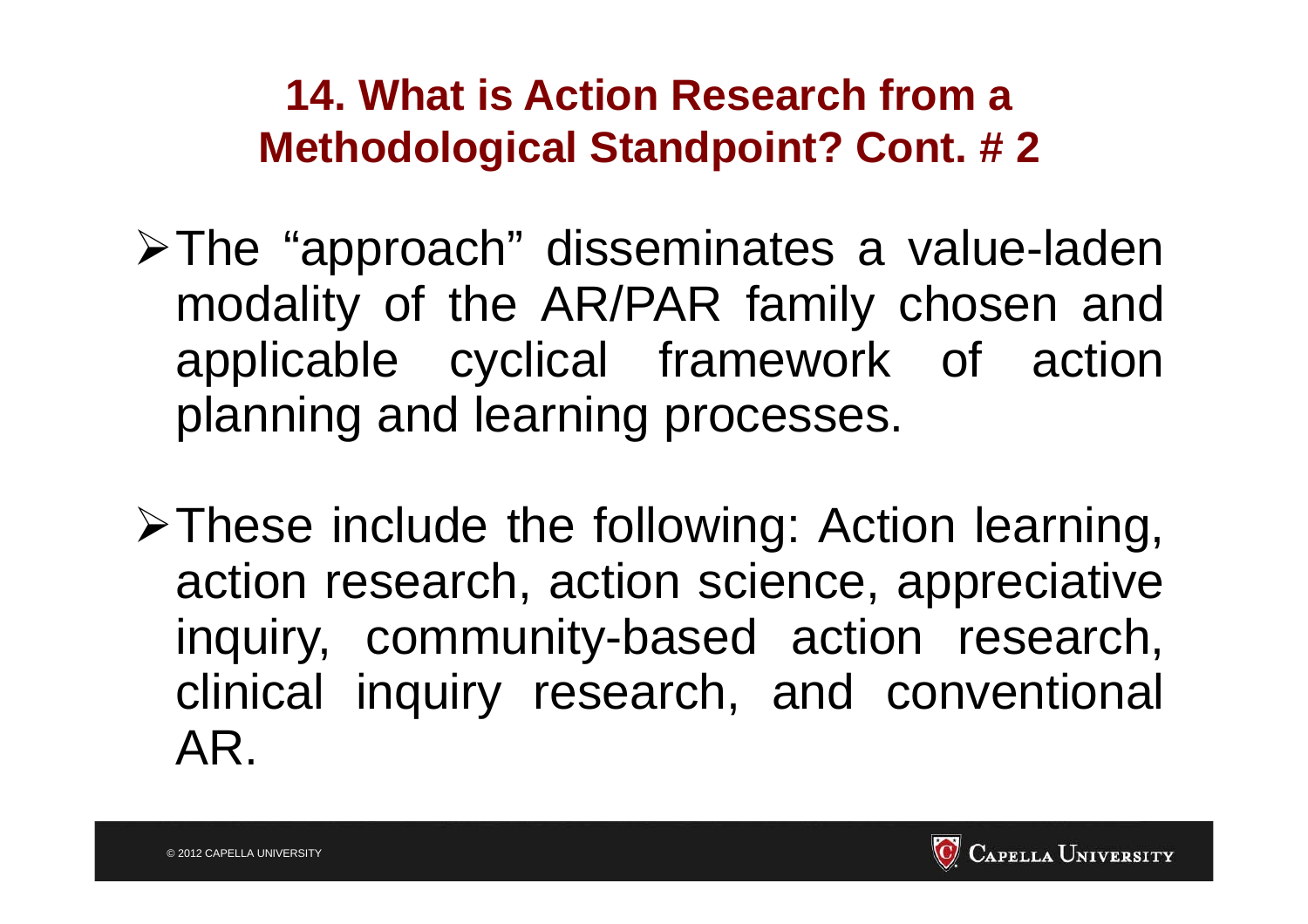## 14. What is Action Research from a Methodological Standpoint? Cont. # 2

- The “approach” disseminates a value-laden modality of the AR/PAR family chosen and applicable cyclical framework of action planning and learning processes.

- These include the following: Action learning, action research, action science, appreciative inquiry, community-based action research, clinical inquiry research, and conventional AR.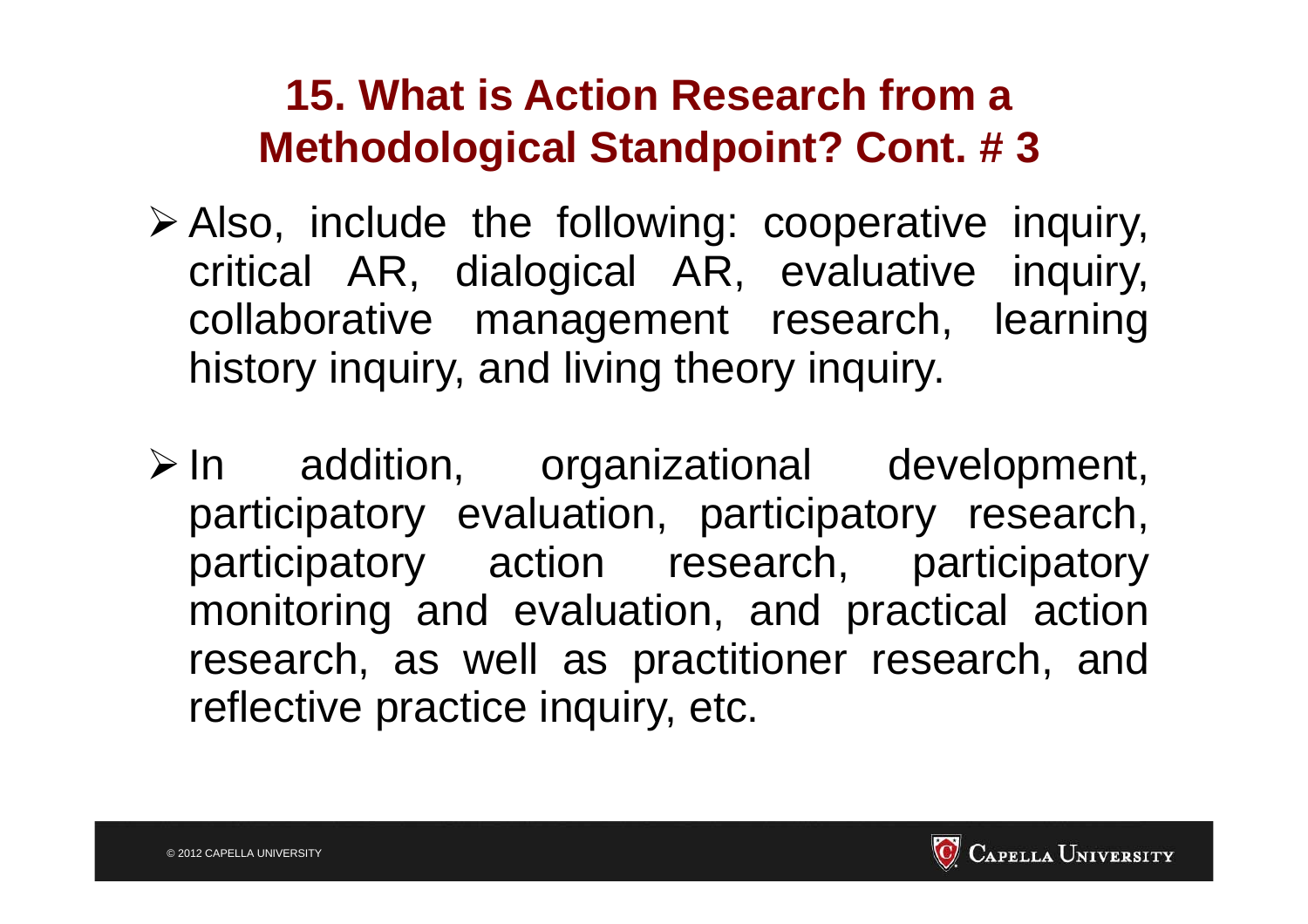## 15. What is Action Research from a Methodological Standpoint? Cont. # 3

- Also, include the following: cooperative inquiry, critical AR, dialogical AR, evaluative inquiry, collaborative management research, learning history inquiry, and living theory inquiry.

- In addition, organizational development, participatory evaluation, participatory research, participatory action research, participatory monitoring and evaluation, and practical action research, as well as practitioner research, and reflective practice inquiry, etc.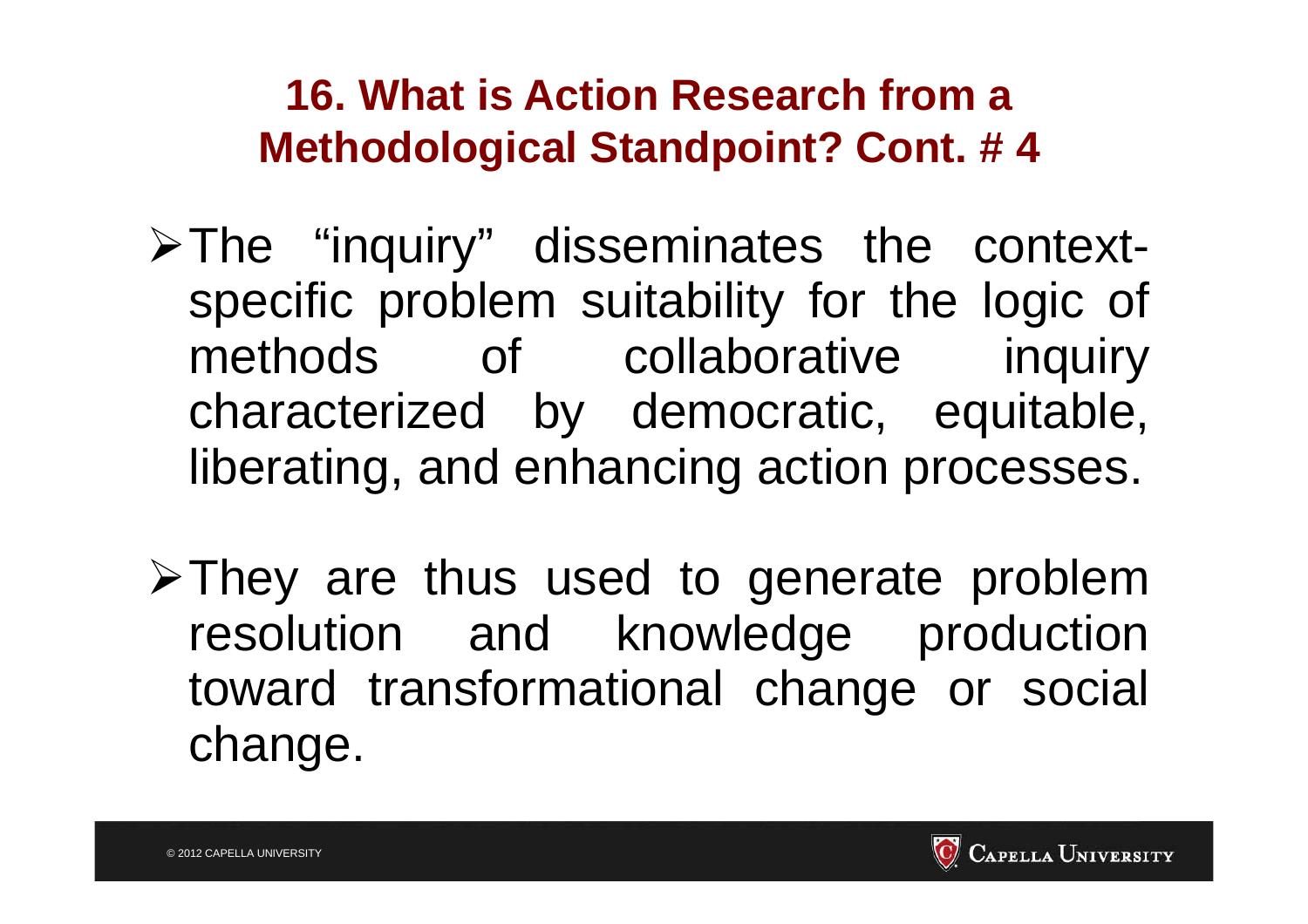## 16. What is Action Research from a Methodological Standpoint? Cont. # 4

- The "inquiry" disseminates the context-specific problem suitability for the logic of methods of collaborative inquiry characterized by democratic, equitable, liberating, and enhancing action processes.

- They are thus used to generate problem resolution and knowledge production toward transformational change or social change.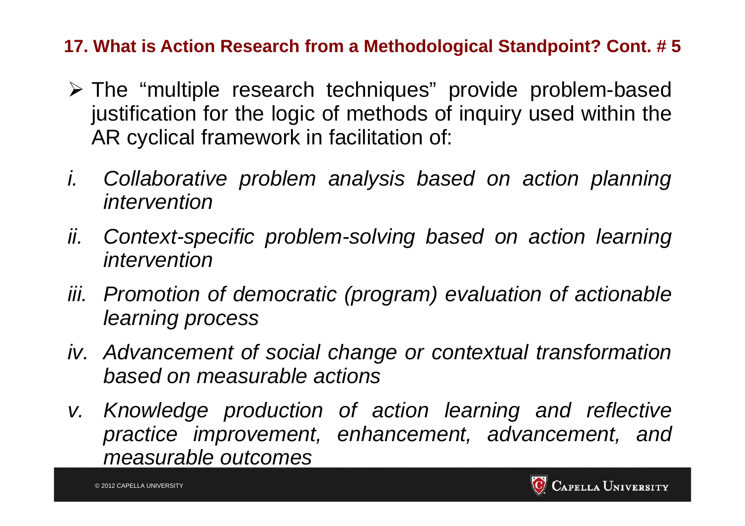## 17. What is Action Research from a Methodological Standpoint? Cont. # 5

- The "multiple research techniques" provide problem-based justification for the logic of methods of inquiry used within the AR cyclical framework in facilitation of:

i. *Collaborative problem analysis based on action planning intervention*

ii. *Context-specific problem-solving based on action learning intervention*

iii. *Promotion of democratic (program) evaluation of actionable learning process*

iv. *Advancement of social change or contextual transformation based on measurable actions*

v. *Knowledge production of action learning and reflective practice improvement, enhancement, advancement, and measurable outcomes*

© 2012 CAPELLA UNIVERSITY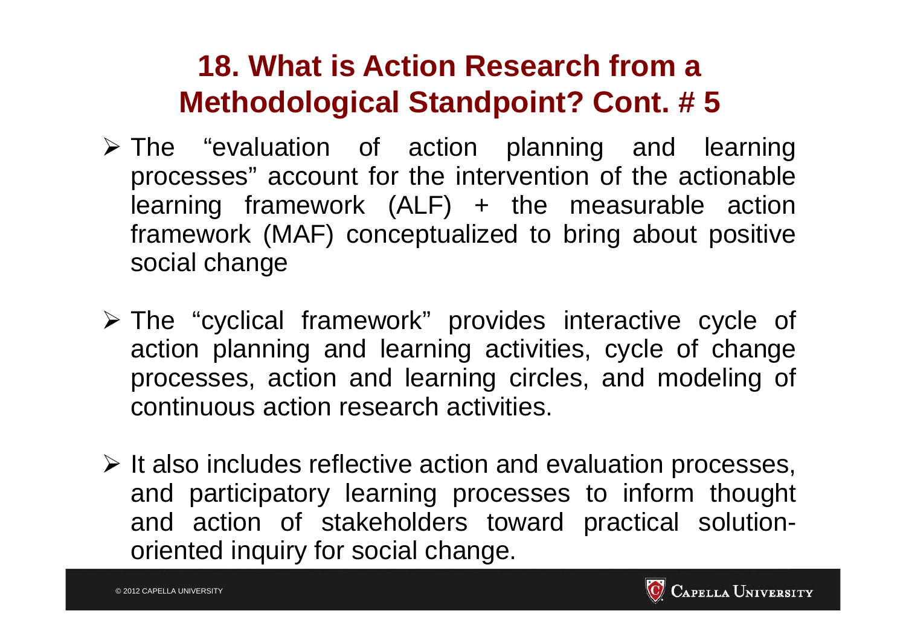# 18. What is Action Research from a Methodological Standpoint? Cont. # 5

- The "evaluation of action planning and learning processes" account for the intervention of the actionable learning framework (ALF) + the measurable action framework (MAF) conceptualized to bring about positive social change

- The "cyclical framework" provides interactive cycle of action planning and learning activities, cycle of change processes, action and learning circles, and modeling of continuous action research activities.

- It also includes reflective action and evaluation processes, and participatory learning processes to inform thought and action of stakeholders toward practical solution-oriented inquiry for social change.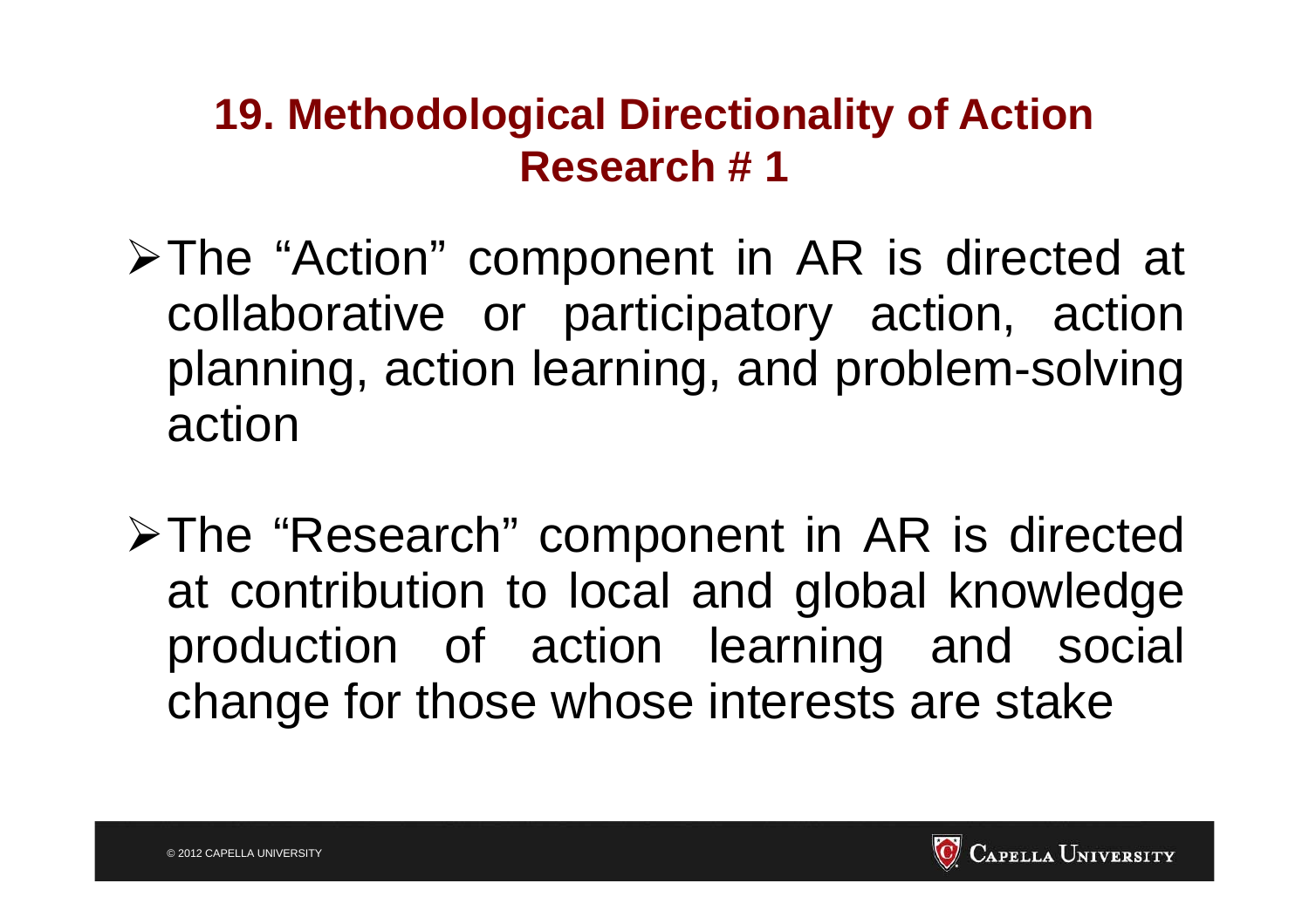## 19. Methodological Directionality of Action Research # 1

- The "Action" component in AR is directed at collaborative or participatory action, action planning, action learning, and problem-solving action
- The "Research" component in AR is directed at contribution to local and global knowledge production of action learning and social change for those whose interests are stake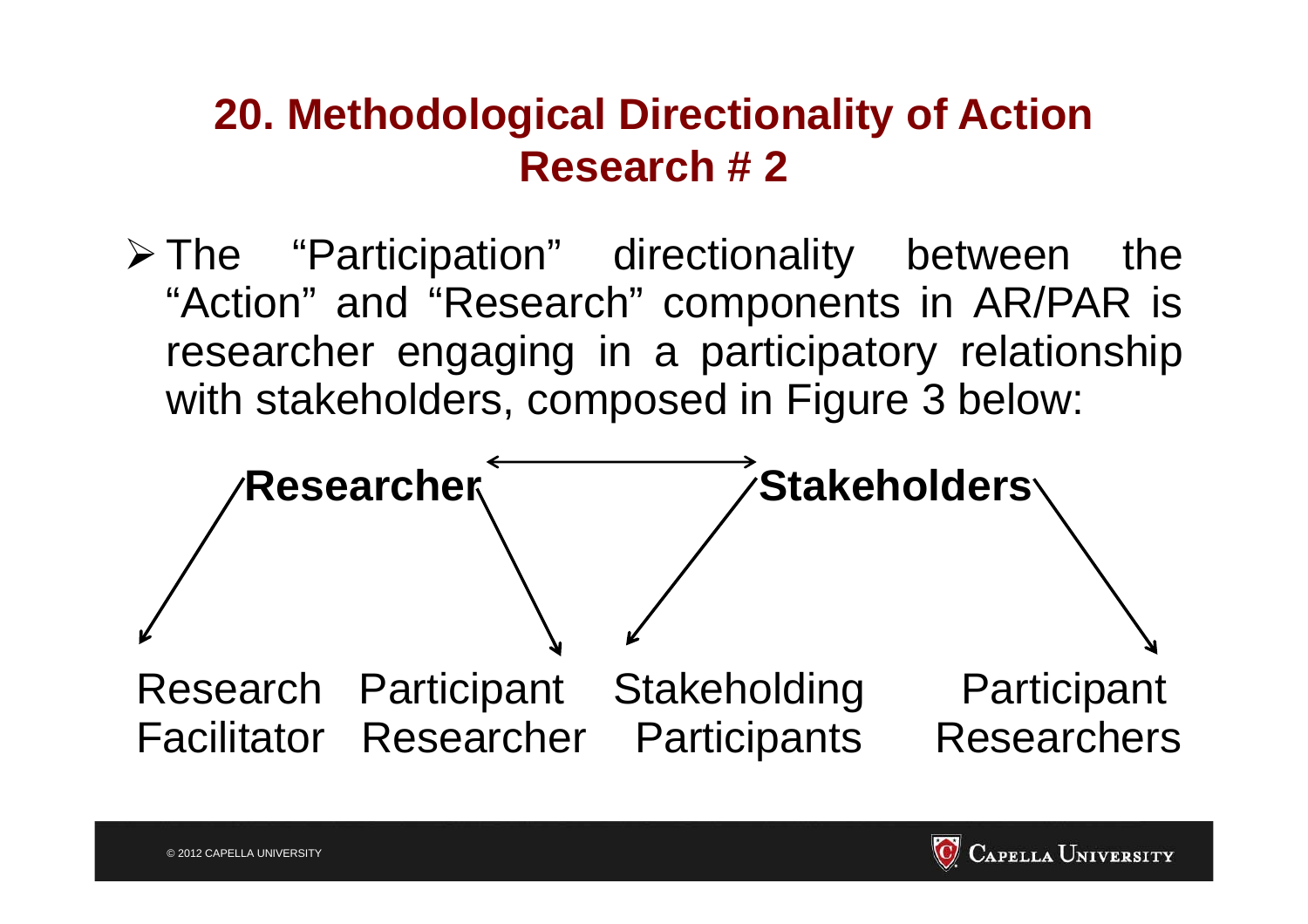## 20. Methodological Directionality of Action Research # 2

- The "Participation" directionality between the "Action" and "Research" components in AR/PAR is researcher engaging in a participatory relationship with stakeholders, composed in Figure 3 below:

**Researcher** ⟷ **Stakeholders**

Research Facilitator   Participant Researcher   Stakeholding Participants   Participant Researchers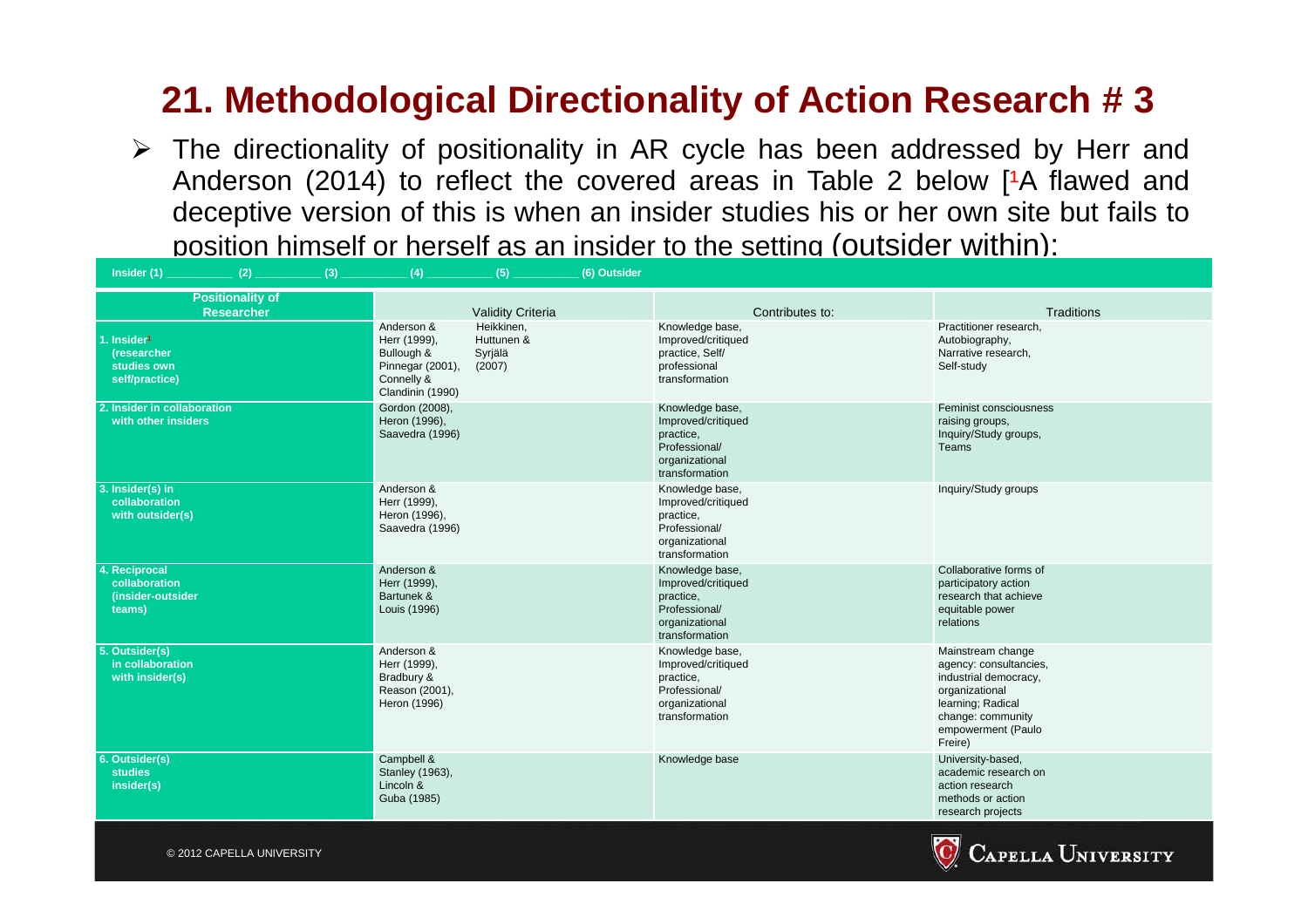# 21. Methodological Directionality of Action Research # 3

- The directionality of positionality in AR cycle has been addressed by Herr and Anderson (2014) to reflect the covered areas in Table 2 below [[1]A flawed and deceptive version of this is when an insider studies his or her own site but fails to position himself or herself as an insider to the setting (outsider within):

**Insider (1) __________ (2) __________ (3) __________ (4) __________ (5) __________ (6) Outsider**

| Positionality of Researcher | Validity Criteria | Contributes to: | Traditions |
|---|---|---|---|
| **1. Insider[1] (researcher studies own self/practice)** | Anderson & Herr (1999), Bullough & Pinnegar (2001), Connelly & Clandinin (1990), Heikkinen, Huttunen & Syrjälä (2007) | Knowledge base, Improved/critiqued practice, Self/ professional transformation | Practitioner research, Autobiography, Narrative research, Self-study |
| **2. Insider in collaboration with other insiders** | Gordon (2008), Heron (1996), Saavedra (1996) | Knowledge base, Improved/critiqued practice, Professional/ organizational transformation | Feminist consciousness raising groups, Inquiry/Study groups, Teams |
| **3. Insider(s) in collaboration with outsider(s)** | Anderson & Herr (1999), Heron (1996), Saavedra (1996) | Knowledge base, Improved/critiqued practice, Professional/ organizational transformation | Inquiry/Study groups |
| **4. Reciprocal collaboration (insider-outsider teams)** | Anderson & Herr (1999), Bartunek & Louis (1996) | Knowledge base, Improved/critiqued practice, Professional/ organizational transformation | Collaborative forms of participatory action research that achieve equitable power relations |
| **5. Outsider(s) in collaboration with insider(s)** | Anderson & Herr (1999), Bradbury & Reason (2001), Heron (1996) | Knowledge base, Improved/critiqued practice, Professional/ organizational transformation | Mainstream change agency: consultancies, industrial democracy, organizational learning; Radical change: community empowerment (Paulo Freire) |
| **6. Outsider(s) studies insider(s)** | Campbell & Stanley (1963), Lincoln & Guba (1985) | Knowledge base | University-based, academic research on action research methods or action research projects |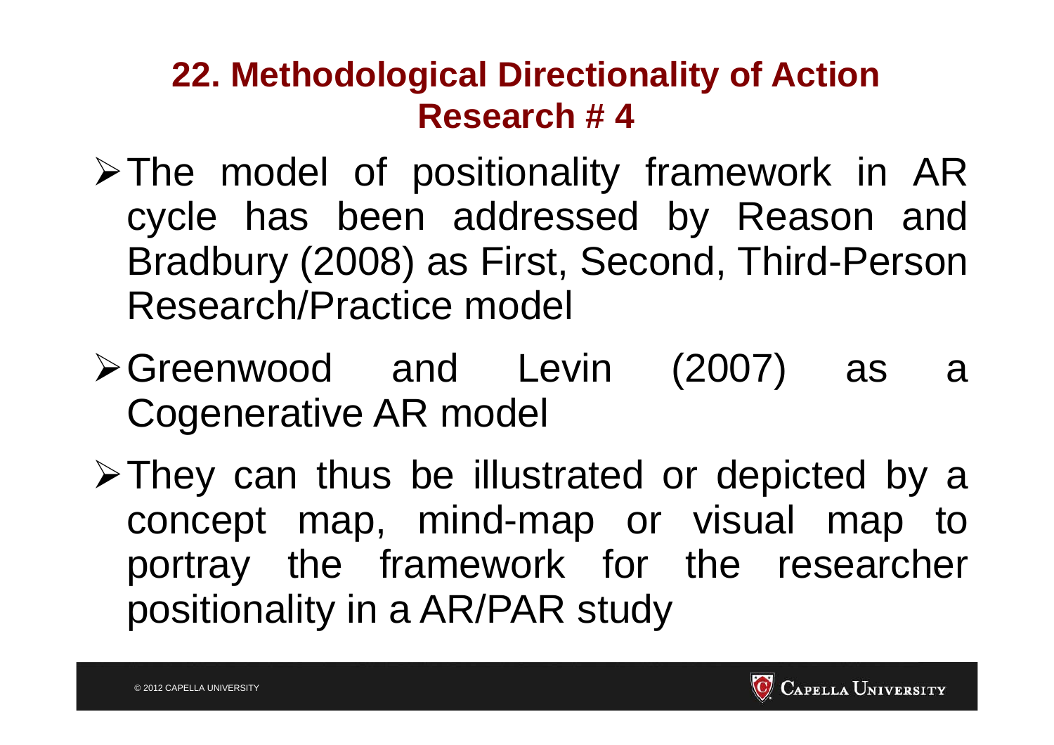## 22. Methodological Directionality of Action Research # 4

- The model of positionality framework in AR cycle has been addressed by Reason and Bradbury (2008) as First, Second, Third-Person Research/Practice model
- Greenwood and Levin (2007) as a Cogenerative AR model
- They can thus be illustrated or depicted by a concept map, mind-map or visual map to portray the framework for the researcher positionality in a AR/PAR study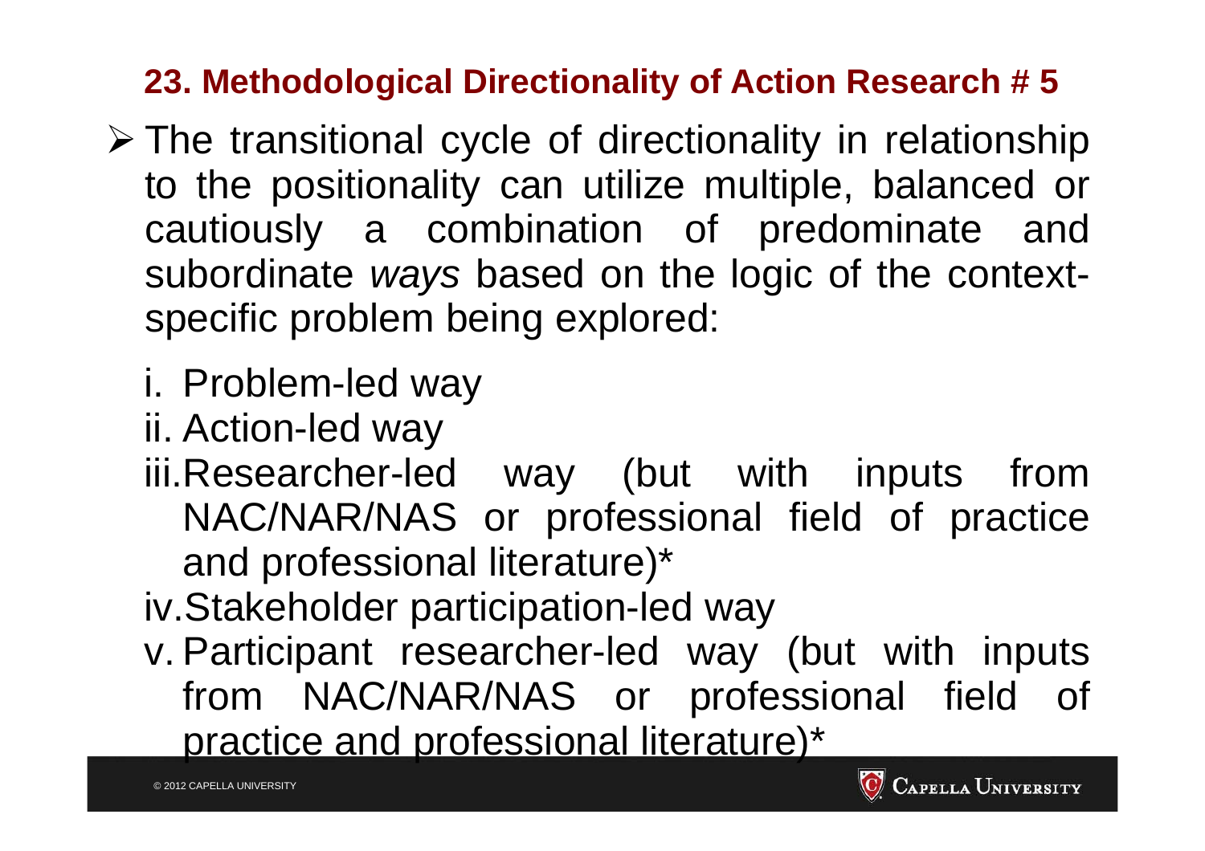## 23. Methodological Directionality of Action Research # 5

- The transitional cycle of directionality in relationship to the positionality can utilize multiple, balanced or cautiously a combination of predominate and subordinate *ways* based on the logic of the context-specific problem being explored:

  i. Problem-led way

  ii. Action-led way

  iii. Researcher-led way (but with inputs from NAC/NAR/NAS or professional field of practice and professional literature)*

  iv. Stakeholder participation-led way

  v. Participant researcher-led way (but with inputs from NAC/NAR/NAS or professional field of practice and professional literature)*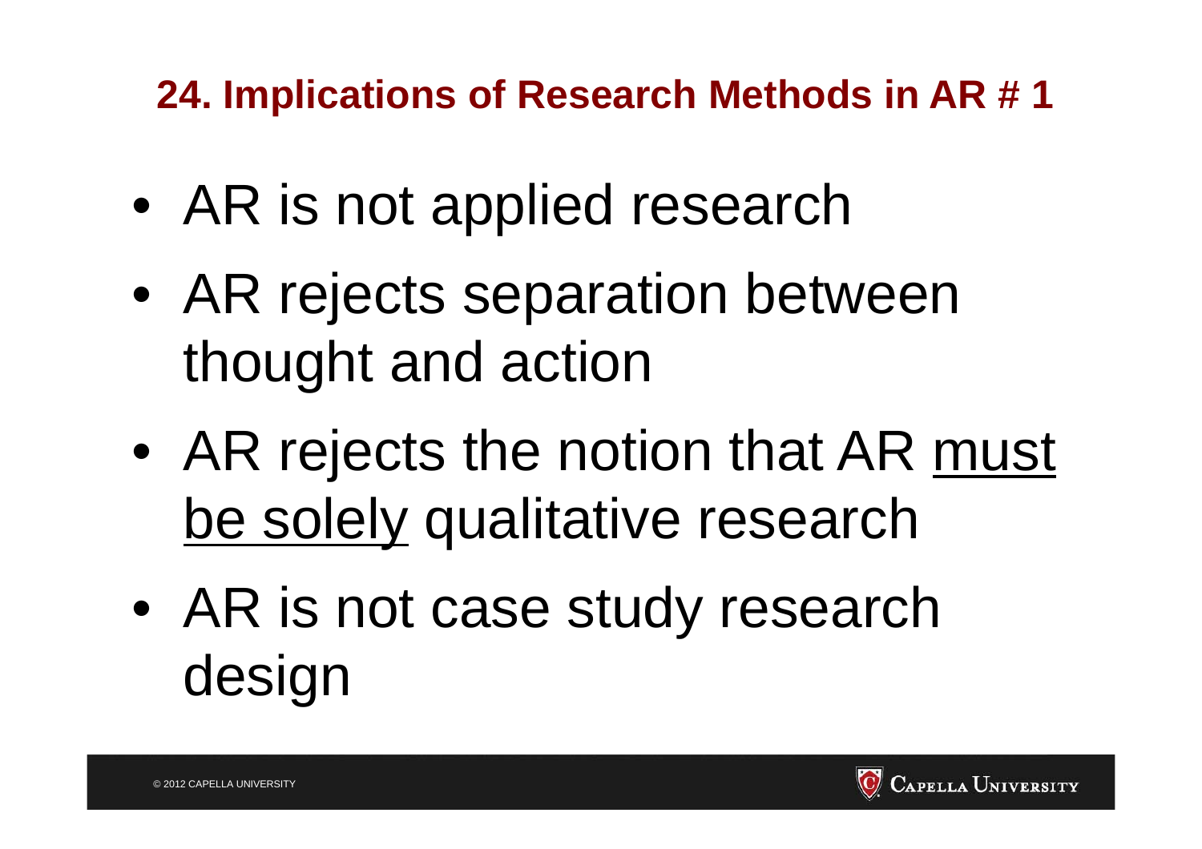## 24. Implications of Research Methods in AR # 1

- AR is not applied research
- AR rejects separation between thought and action
- AR rejects the notion that AR <u>must be solely</u> qualitative research
- AR is not case study research design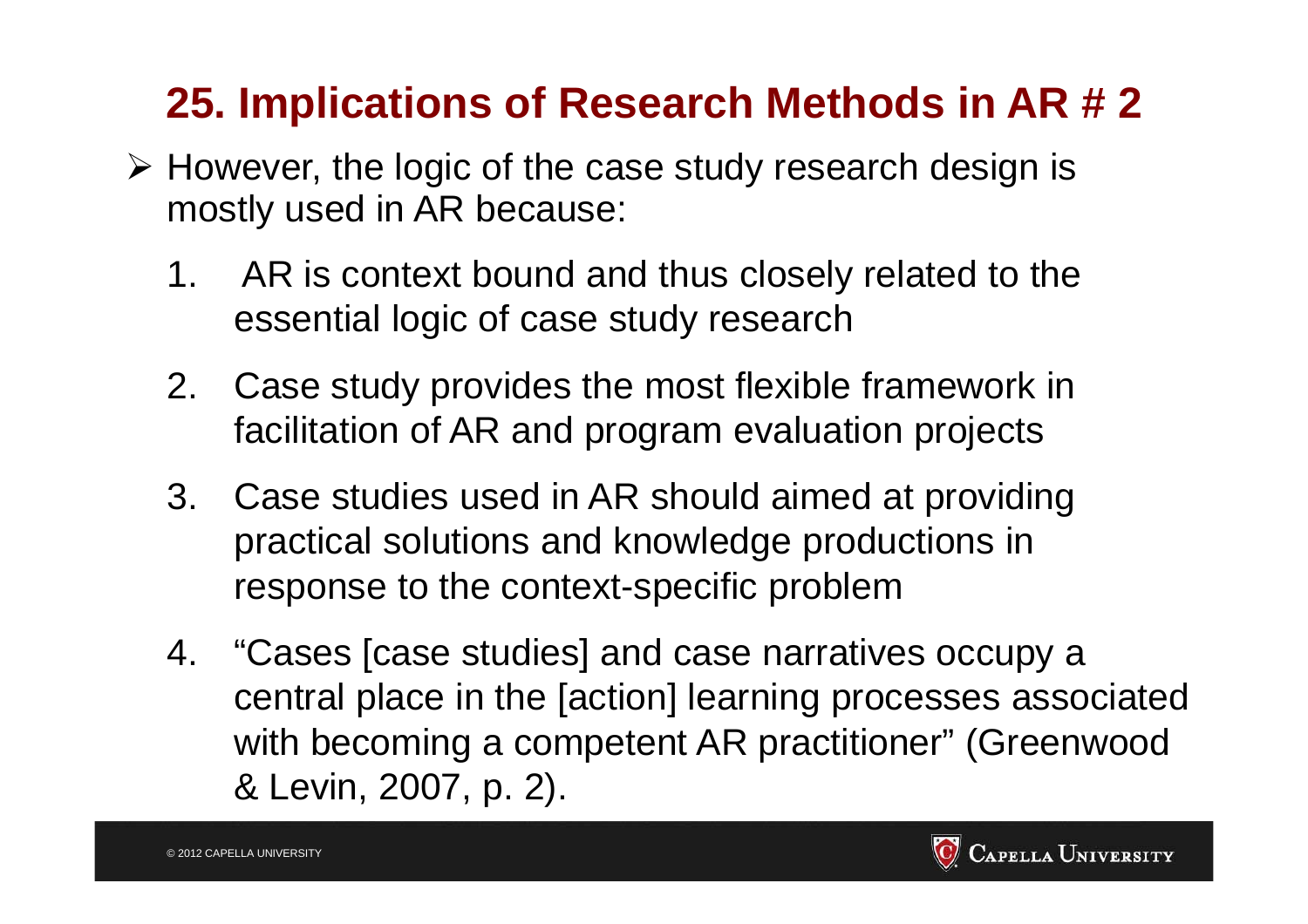## 25. Implications of Research Methods in AR # 2

- However, the logic of the case study research design is mostly used in AR because:
  1. AR is context bound and thus closely related to the essential logic of case study research
  2. Case study provides the most flexible framework in facilitation of AR and program evaluation projects
  3. Case studies used in AR should aimed at providing practical solutions and knowledge productions in response to the context-specific problem
  4. "Cases [case studies] and case narratives occupy a central place in the [action] learning processes associated with becoming a competent AR practitioner" (Greenwood & Levin, 2007, p. 2).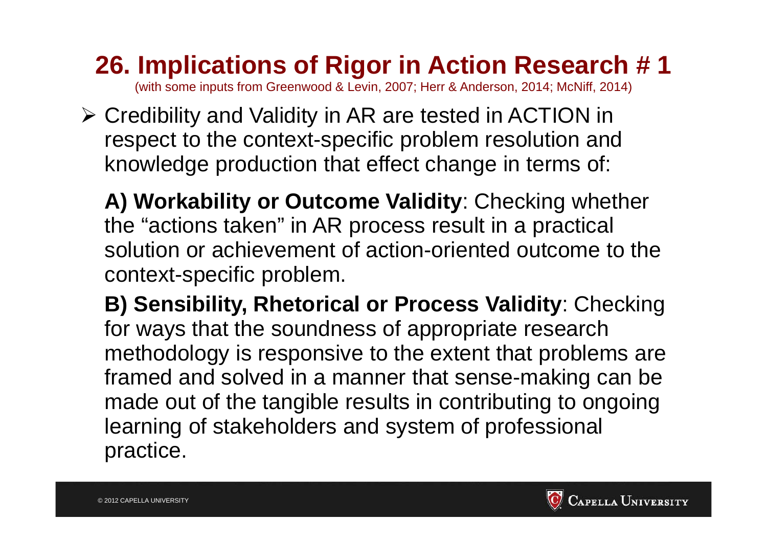# 26. Implications of Rigor in Action Research # 1

(with some inputs from Greenwood & Levin, 2007; Herr & Anderson, 2014; McNiff, 2014)

- Credibility and Validity in AR are tested in ACTION in respect to the context-specific problem resolution and knowledge production that effect change in terms of:

  **A) Workability or Outcome Validity**: Checking whether the "actions taken" in AR process result in a practical solution or achievement of action-oriented outcome to the context-specific problem.

  **B) Sensibility, Rhetorical or Process Validity**: Checking for ways that the soundness of appropriate research methodology is responsive to the extent that problems are framed and solved in a manner that sense-making can be made out of the tangible results in contributing to ongoing learning of stakeholders and system of professional practice.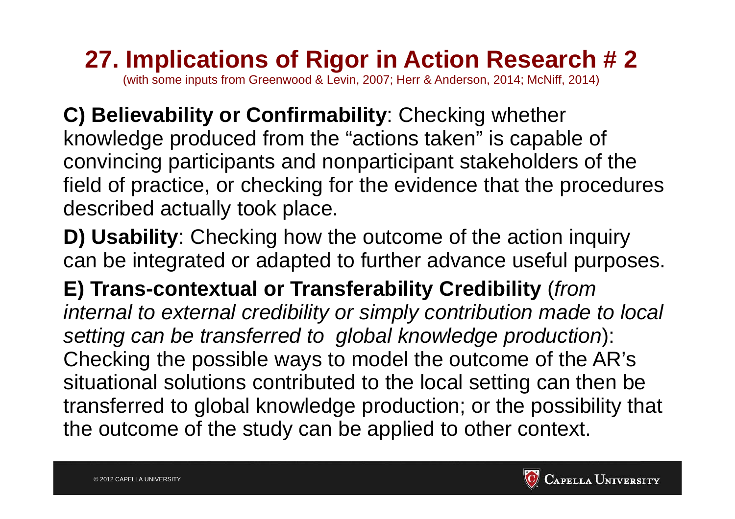# 27. Implications of Rigor in Action Research # 2

(with some inputs from Greenwood & Levin, 2007; Herr & Anderson, 2014; McNiff, 2014)

**C) Believability or Confirmability**: Checking whether knowledge produced from the "actions taken" is capable of convincing participants and nonparticipant stakeholders of the field of practice, or checking for the evidence that the procedures described actually took place.

**D) Usability**: Checking how the outcome of the action inquiry can be integrated or adapted to further advance useful purposes.

**E) Trans-contextual or Transferability Credibility** (*from internal to external credibility or simply contribution made to local setting can be transferred to global knowledge production*): Checking the possible ways to model the outcome of the AR's situational solutions contributed to the local setting can then be transferred to global knowledge production; or the possibility that the outcome of the study can be applied to other context.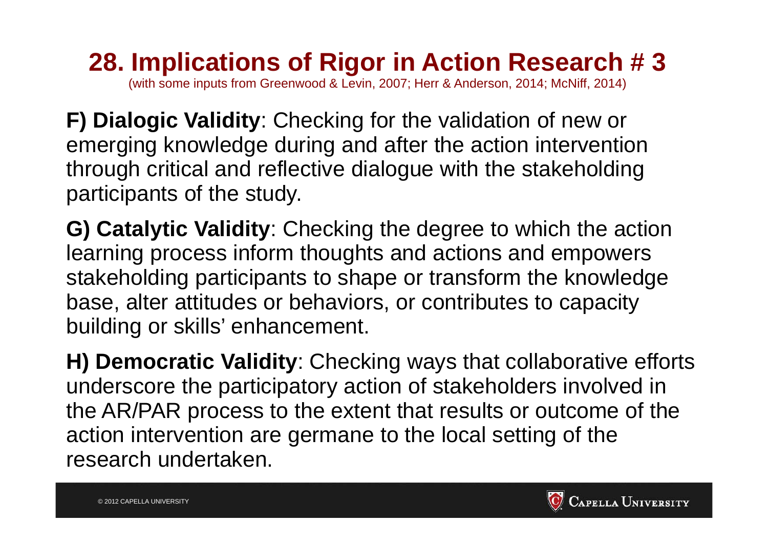# 28. Implications of Rigor in Action Research # 3

(with some inputs from Greenwood & Levin, 2007; Herr & Anderson, 2014; McNiff, 2014)

**F) Dialogic Validity**: Checking for the validation of new or emerging knowledge during and after the action intervention through critical and reflective dialogue with the stakeholding participants of the study.

**G) Catalytic Validity**: Checking the degree to which the action learning process inform thoughts and actions and empowers stakeholding participants to shape or transform the knowledge base, alter attitudes or behaviors, or contributes to capacity building or skills' enhancement.

**H) Democratic Validity**: Checking ways that collaborative efforts underscore the participatory action of stakeholders involved in the AR/PAR process to the extent that results or outcome of the action intervention are germane to the local setting of the research undertaken.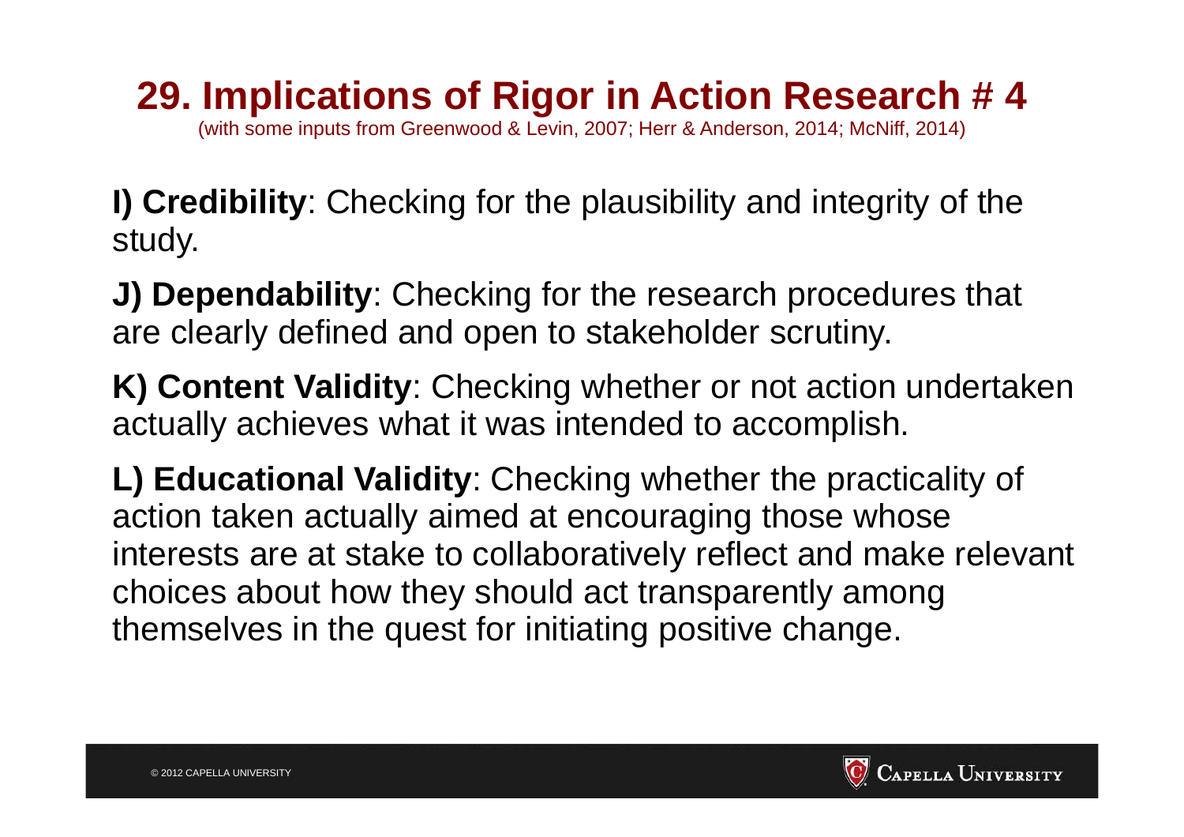# 29. Implications of Rigor in Action Research # 4

(with some inputs from Greenwood & Levin, 2007; Herr & Anderson, 2014; McNiff, 2014)

**I) Credibility**: Checking for the plausibility and integrity of the study.

**J) Dependability**: Checking for the research procedures that are clearly defined and open to stakeholder scrutiny.

**K) Content Validity**: Checking whether or not action undertaken actually achieves what it was intended to accomplish.

**L) Educational Validity**: Checking whether the practicality of action taken actually aimed at encouraging those whose interests are at stake to collaboratively reflect and make relevant choices about how they should act transparently among themselves in the quest for initiating positive change.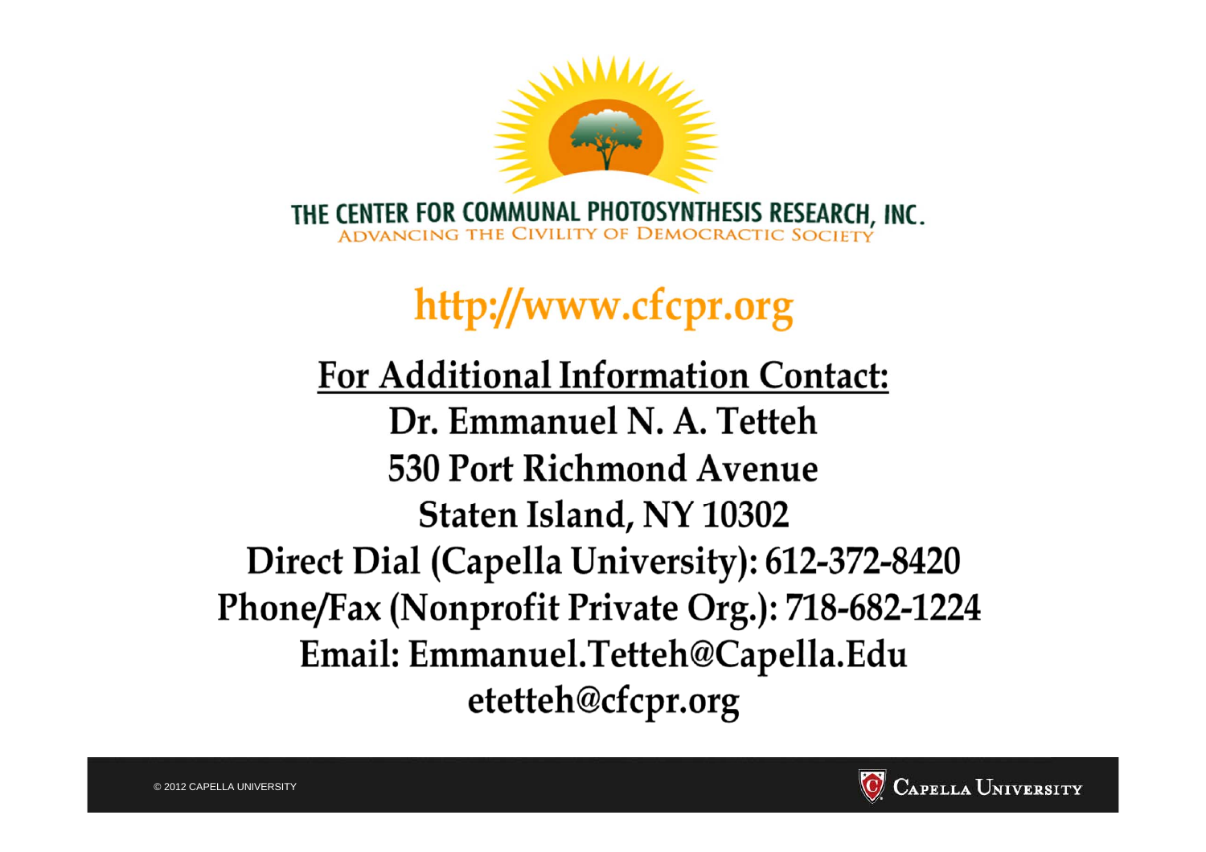THE CENTER FOR COMMUNAL PHOTOSYNTHESIS RESEARCH, INC.

ADVANCING THE CIVILITY OF DEMOCRACTIC SOCIETY

http://www.cfcpr.org

**For Additional Information Contact:**

**Dr. Emmanuel N. A. Tetteh**

**530 Port Richmond Avenue**

**Staten Island, NY 10302**

**Direct Dial (Capella University): 612-372-8420**

**Phone/Fax (Nonprofit Private Org.): 718-682-1224**

**Email: Emmanuel.Tetteh@Capella.Edu**

**etetteh@cfcpr.org**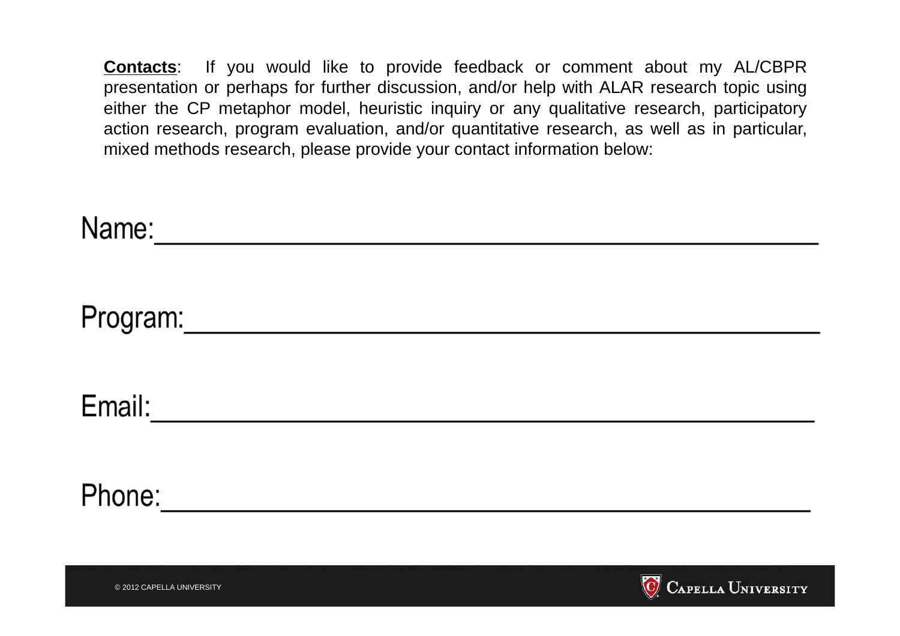**Contacts**: If you would like to provide feedback or comment about my AL/CBPR presentation or perhaps for further discussion, and/or help with ALAR research topic using either the CP metaphor model, heuristic inquiry or any qualitative research, participatory action research, program evaluation, and/or quantitative research, as well as in particular, mixed methods research, please provide your contact information below:

Name:_______________________________________________

Program:_____________________________________________

Email:_______________________________________________

Phone:_______________________________________________